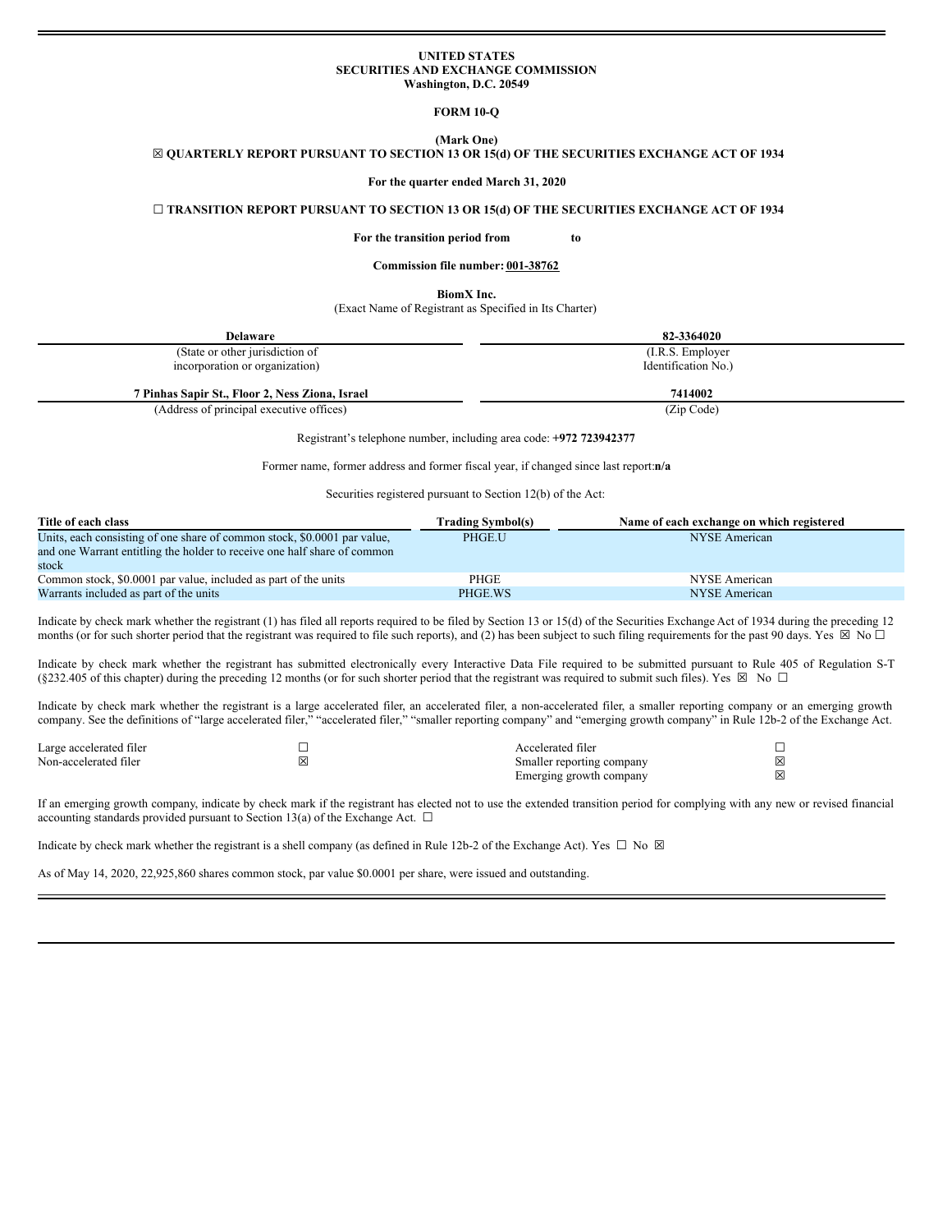**UNITED STATES**
**SECURITIES AND EXCHANGE COMMISSION**
**Washington, D.C. 20549**

**FORM 10-Q**

**(Mark One)**

☒ **QUARTERLY REPORT PURSUANT TO SECTION 13 OR 15(d) OF THE SECURITIES EXCHANGE ACT OF 1934**

**For the quarter ended March 31, 2020**

☐ **TRANSITION REPORT PURSUANT TO SECTION 13 OR 15(d) OF THE SECURITIES EXCHANGE ACT OF 1934**

**For the transition period from to**

**Commission file number: 001-38762**

**BiomX Inc.**
(Exact Name of Registrant as Specified in Its Charter)

| **Delaware** | **82-3364020** |
|---|---|
| (State or other jurisdiction of incorporation or organization) | (I.R.S. Employer Identification No.) |
| **7 Pinhas Sapir St., Floor 2, Ness Ziona, Israel** | **7414002** |
| (Address of principal executive offices) | (Zip Code) |

Registrant's telephone number, including area code: **+972 723942377**

Former name, former address and former fiscal year, if changed since last report:**n/a**

Securities registered pursuant to Section 12(b) of the Act:

| Title of each class | Trading Symbol(s) | Name of each exchange on which registered |
|---|---|---|
| Units, each consisting of one share of common stock, $0.0001 par value, and one Warrant entitling the holder to receive one half share of common stock | PHGE.U | NYSE American |
| Common stock, $0.0001 par value, included as part of the units | PHGE | NYSE American |
| Warrants included as part of the units | PHGE.WS | NYSE American |

Indicate by check mark whether the registrant (1) has filed all reports required to be filed by Section 13 or 15(d) of the Securities Exchange Act of 1934 during the preceding 12 months (or for such shorter period that the registrant was required to file such reports), and (2) has been subject to such filing requirements for the past 90 days. Yes ☒ No ☐

Indicate by check mark whether the registrant has submitted electronically every Interactive Data File required to be submitted pursuant to Rule 405 of Regulation S-T (§232.405 of this chapter) during the preceding 12 months (or for such shorter period that the registrant was required to submit such files). Yes ☒ No ☐

Indicate by check mark whether the registrant is a large accelerated filer, an accelerated filer, a non-accelerated filer, a smaller reporting company or an emerging growth company. See the definitions of "large accelerated filer," "accelerated filer," "smaller reporting company" and "emerging growth company" in Rule 12b-2 of the Exchange Act.

| | | | |
|---|---|---|---|
| Large accelerated filer | ☐ | Accelerated filer | ☐ |
| Non-accelerated filer | ☒ | Smaller reporting company | ☒ |
| | | Emerging growth company | ☒ |

If an emerging growth company, indicate by check mark if the registrant has elected not to use the extended transition period for complying with any new or revised financial accounting standards provided pursuant to Section 13(a) of the Exchange Act. ☐

Indicate by check mark whether the registrant is a shell company (as defined in Rule 12b-2 of the Exchange Act). Yes ☐ No ☒

As of May 14, 2020, 22,925,860 shares common stock, par value $0.0001 per share, were issued and outstanding.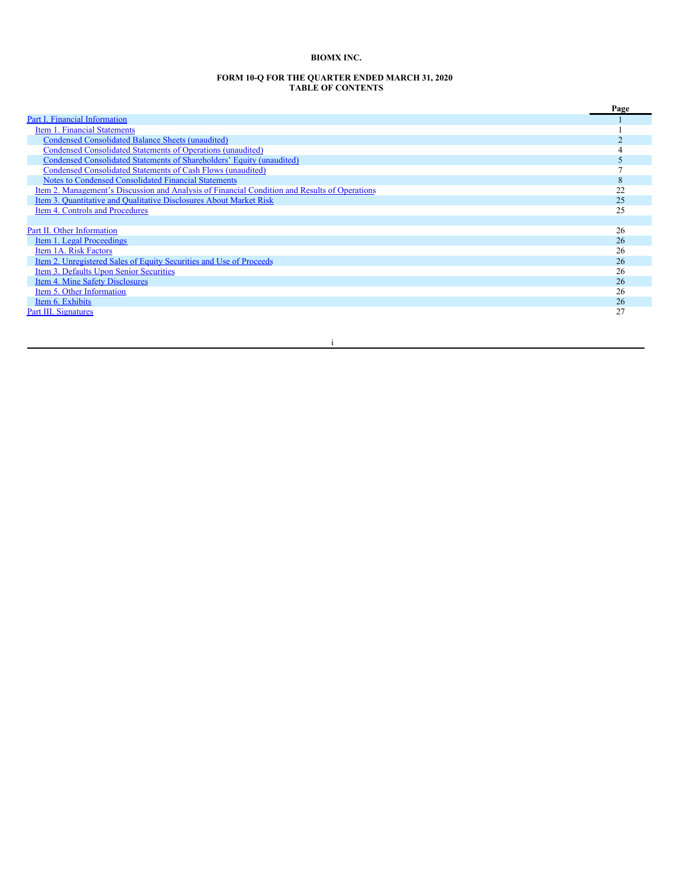**BIOMX INC.**

**FORM 10-Q FOR THE QUARTER ENDED MARCH 31, 2020**
**TABLE OF CONTENTS**

| | Page |
|---|---|
| Part I. Financial Information | 1 |
| Item 1. Financial Statements | 1 |
| Condensed Consolidated Balance Sheets (unaudited) | 2 |
| Condensed Consolidated Statements of Operations (unaudited) | 4 |
| Condensed Consolidated Statements of Shareholders' Equity (unaudited) | 5 |
| Condensed Consolidated Statements of Cash Flows (unaudited) | 7 |
| Notes to Condensed Consolidated Financial Statements | 8 |
| Item 2. Management's Discussion and Analysis of Financial Condition and Results of Operations | 22 |
| Item 3. Quantitative and Qualitative Disclosures About Market Risk | 25 |
| Item 4. Controls and Procedures | 25 |
| | |
| Part II. Other Information | 26 |
| Item 1. Legal Proceedings | 26 |
| Item 1A. Risk Factors | 26 |
| Item 2. Unregistered Sales of Equity Securities and Use of Proceeds | 26 |
| Item 3. Defaults Upon Senior Securities | 26 |
| Item 4. Mine Safety Disclosures | 26 |
| Item 5. Other Information | 26 |
| Item 6. Exhibits | 26 |
| Part III. Signatures | 27 |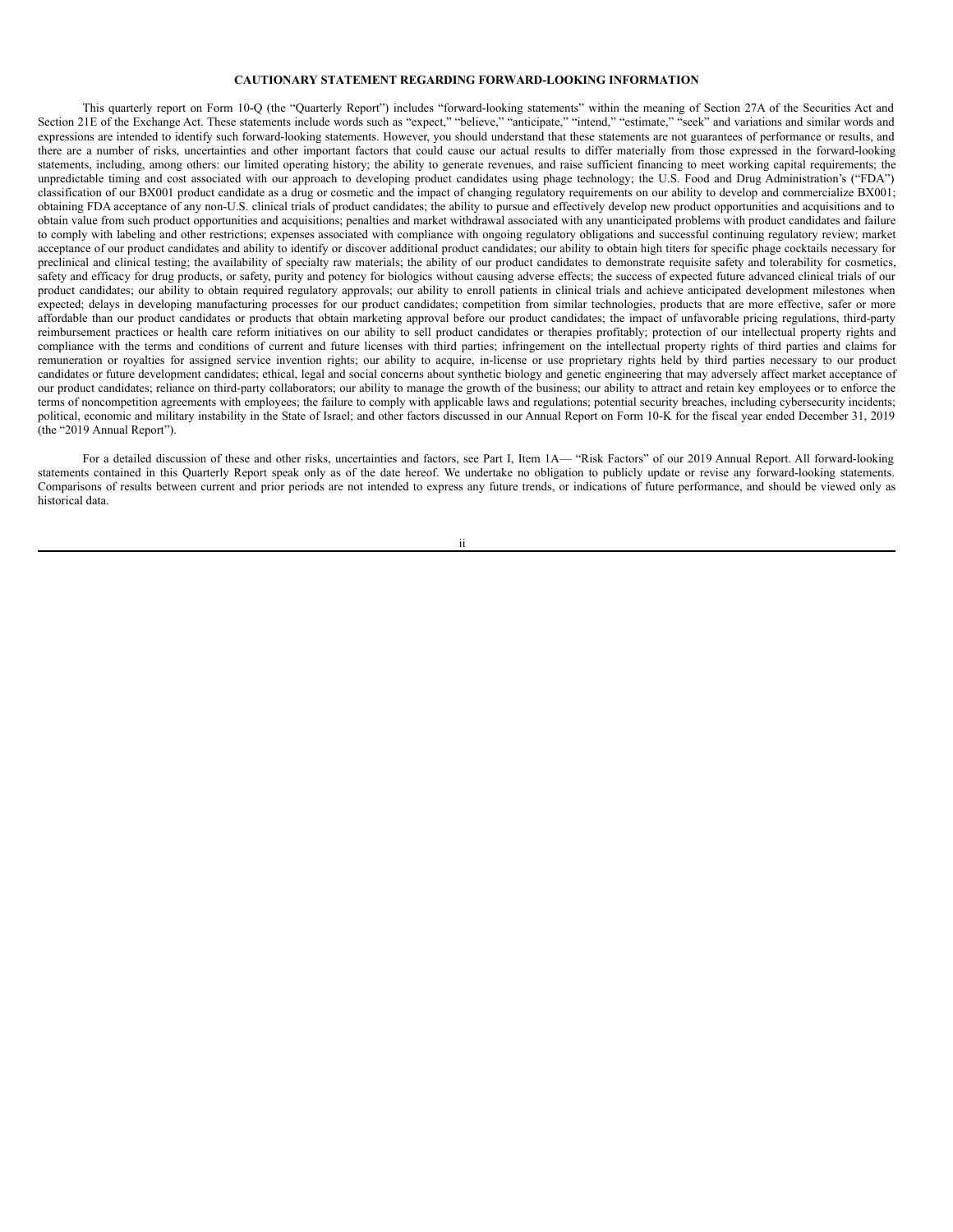## CAUTIONARY STATEMENT REGARDING FORWARD-LOOKING INFORMATION

This quarterly report on Form 10-Q (the "Quarterly Report") includes "forward-looking statements" within the meaning of Section 27A of the Securities Act and Section 21E of the Exchange Act. These statements include words such as "expect," "believe," "anticipate," "intend," "estimate," "seek" and variations and similar words and expressions are intended to identify such forward-looking statements. However, you should understand that these statements are not guarantees of performance or results, and there are a number of risks, uncertainties and other important factors that could cause our actual results to differ materially from those expressed in the forward-looking statements, including, among others: our limited operating history; the ability to generate revenues, and raise sufficient financing to meet working capital requirements; the unpredictable timing and cost associated with our approach to developing product candidates using phage technology; the U.S. Food and Drug Administration's ("FDA") classification of our BX001 product candidate as a drug or cosmetic and the impact of changing regulatory requirements on our ability to develop and commercialize BX001; obtaining FDA acceptance of any non-U.S. clinical trials of product candidates; the ability to pursue and effectively develop new product opportunities and acquisitions and to obtain value from such product opportunities and acquisitions; penalties and market withdrawal associated with any unanticipated problems with product candidates and failure to comply with labeling and other restrictions; expenses associated with compliance with ongoing regulatory obligations and successful continuing regulatory review; market acceptance of our product candidates and ability to identify or discover additional product candidates; our ability to obtain high titers for specific phage cocktails necessary for preclinical and clinical testing; the availability of specialty raw materials; the ability of our product candidates to demonstrate requisite safety and tolerability for cosmetics, safety and efficacy for drug products, or safety, purity and potency for biologics without causing adverse effects; the success of expected future advanced clinical trials of our product candidates; our ability to obtain required regulatory approvals; our ability to enroll patients in clinical trials and achieve anticipated development milestones when expected; delays in developing manufacturing processes for our product candidates; competition from similar technologies, products that are more effective, safer or more affordable than our product candidates or products that obtain marketing approval before our product candidates; the impact of unfavorable pricing regulations, third-party reimbursement practices or health care reform initiatives on our ability to sell product candidates or therapies profitably; protection of our intellectual property rights and compliance with the terms and conditions of current and future licenses with third parties; infringement on the intellectual property rights of third parties and claims for remuneration or royalties for assigned service invention rights; our ability to acquire, in-license or use proprietary rights held by third parties necessary to our product candidates or future development candidates; ethical, legal and social concerns about synthetic biology and genetic engineering that may adversely affect market acceptance of our product candidates; reliance on third-party collaborators; our ability to manage the growth of the business; our ability to attract and retain key employees or to enforce the terms of noncompetition agreements with employees; the failure to comply with applicable laws and regulations; potential security breaches, including cybersecurity incidents; political, economic and military instability in the State of Israel; and other factors discussed in our Annual Report on Form 10-K for the fiscal year ended December 31, 2019 (the "2019 Annual Report").

For a detailed discussion of these and other risks, uncertainties and factors, see Part I, Item 1A— "Risk Factors" of our 2019 Annual Report. All forward-looking statements contained in this Quarterly Report speak only as of the date hereof. We undertake no obligation to publicly update or revise any forward-looking statements. Comparisons of results between current and prior periods are not intended to express any future trends, or indications of future performance, and should be viewed only as historical data.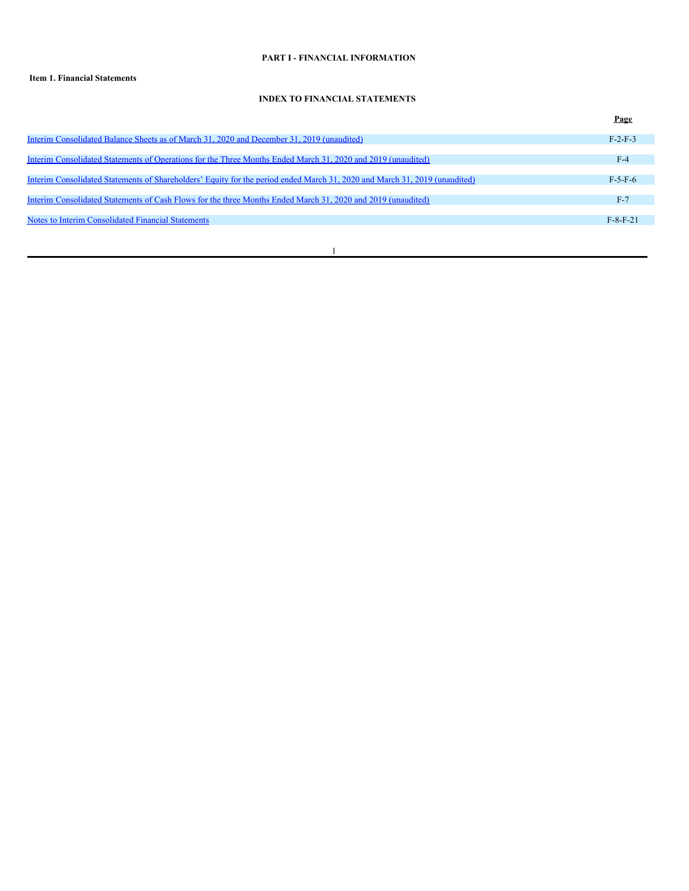## PART I - FINANCIAL INFORMATION

**Item 1. Financial Statements**

### INDEX TO FINANCIAL STATEMENTS

| | Page |
|---|---|
| Interim Consolidated Balance Sheets as of March 31, 2020 and December 31, 2019 (unaudited) | F-2-F-3 |
| Interim Consolidated Statements of Operations for the Three Months Ended March 31, 2020 and 2019 (unaudited) | F-4 |
| Interim Consolidated Statements of Shareholders' Equity for the period ended March 31, 2020 and March 31, 2019 (unaudited) | F-5-F-6 |
| Interim Consolidated Statements of Cash Flows for the three Months Ended March 31, 2020 and 2019 (unaudited) | F-7 |
| Notes to Interim Consolidated Financial Statements | F-8-F-21 |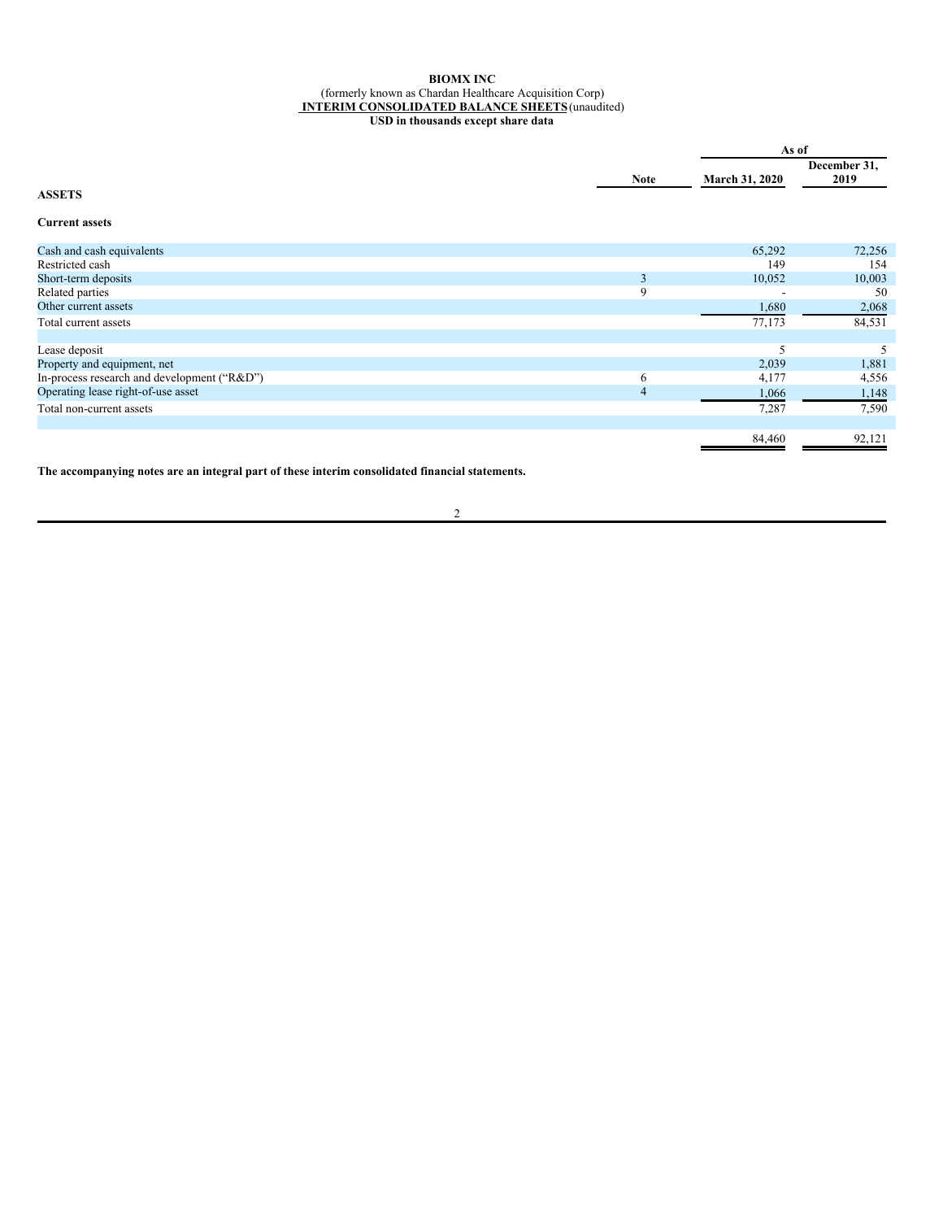**BIOMX INC**
(formerly known as Chardan Healthcare Acquisition Corp)
**INTERIM CONSOLIDATED BALANCE SHEETS** (unaudited)
**USD in thousands except share data**

| | Note | As of March 31, 2020 | As of December 31, 2019 |
|---|---|---|---|
| **ASSETS** | | | |
| **Current assets** | | | |
| Cash and cash equivalents | | 65,292 | 72,256 |
| Restricted cash | | 149 | 154 |
| Short-term deposits | 3 | 10,052 | 10,003 |
| Related parties | 9 | - | 50 |
| Other current assets | | 1,680 | 2,068 |
| Total current assets | | 77,173 | 84,531 |
| | | | |
| Lease deposit | | 5 | 5 |
| Property and equipment, net | | 2,039 | 1,881 |
| In-process research and development (“R&D”) | 6 | 4,177 | 4,556 |
| Operating lease right-of-use asset | 4 | 1,066 | 1,148 |
| Total non-current assets | | 7,287 | 7,590 |
| | | | |
| | | 84,460 | 92,121 |

**The accompanying notes are an integral part of these interim consolidated financial statements.**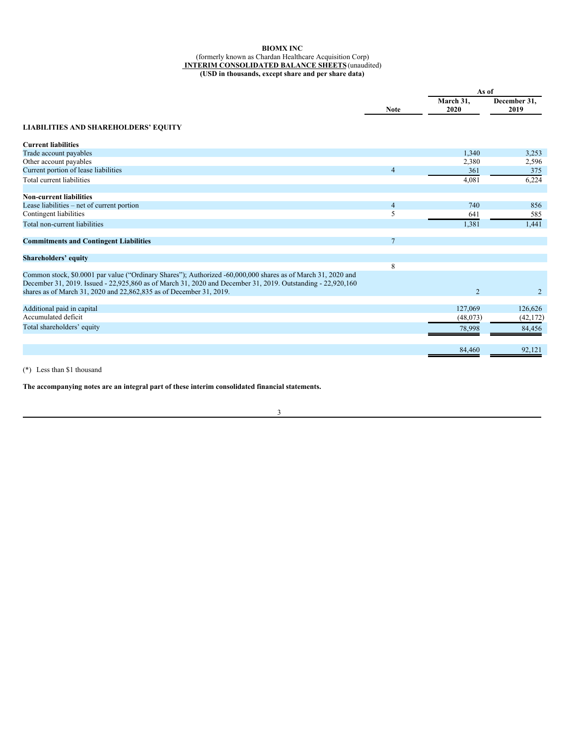**BIOMX INC**
(formerly known as Chardan Healthcare Acquisition Corp)
**INTERIM CONSOLIDATED BALANCE SHEETS** (unaudited)
**(USD in thousands, except share and per share data)**

| | Note | As of March 31, 2020 | As of December 31, 2019 |
|---|---|---|---|
| **LIABILITIES AND SHAREHOLDERS' EQUITY** | | | |
| **Current liabilities** | | | |
| Trade account payables | | 1,340 | 3,253 |
| Other account payables | | 2,380 | 2,596 |
| Current portion of lease liabilities | 4 | 361 | 375 |
| Total current liabilities | | 4,081 | 6,224 |
| | | | |
| **Non-current liabilities** | | | |
| Lease liabilities – net of current portion | 4 | 740 | 856 |
| Contingent liabilities | 5 | 641 | 585 |
| Total non-current liabilities | | 1,381 | 1,441 |
| | | | |
| **Commitments and Contingent Liabilities** | 7 | | |
| | | | |
| **Shareholders' equity** | 8 | | |
| Common stock, $0.0001 par value ("Ordinary Shares"); Authorized -60,000,000 shares as of March 31, 2020 and December 31, 2019. Issued - 22,925,860 as of March 31, 2020 and December 31, 2019. Outstanding - 22,920,160 shares as of March 31, 2020 and 22,862,835 as of December 31, 2019. | | 2 | 2 |
| | | | |
| Additional paid in capital | | 127,069 | 126,626 |
| Accumulated deficit | | (48,073) | (42,172) |
| Total shareholders' equity | | 78,998 | 84,456 |
| | | | |
| | | 84,460 | 92,121 |

(*) Less than $1 thousand

**The accompanying notes are an integral part of these interim consolidated financial statements.**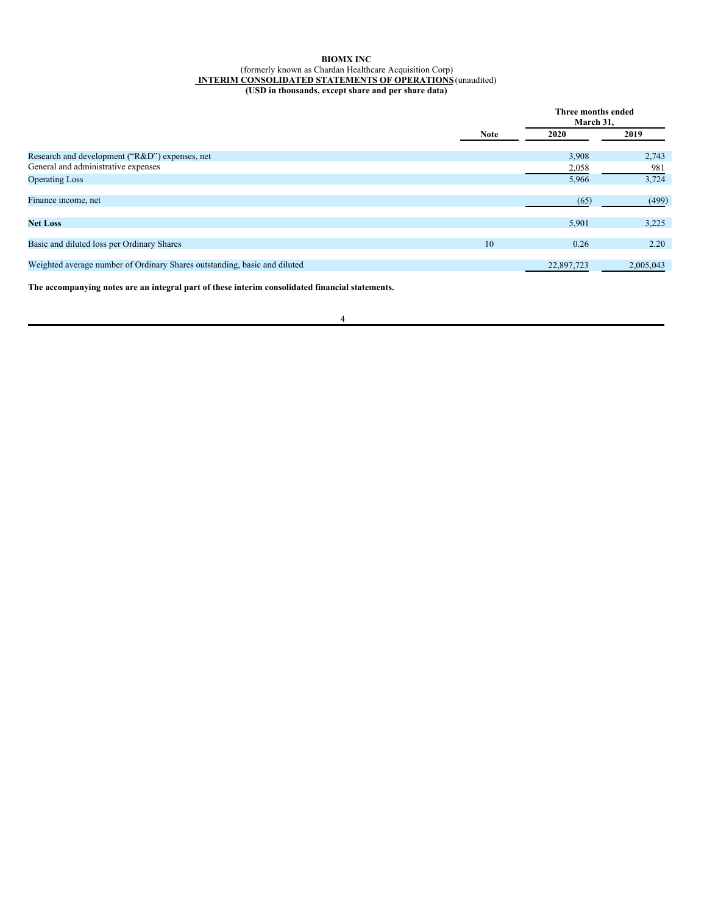**BIOMX INC**

(formerly known as Chardan Healthcare Acquisition Corp)

**INTERIM CONSOLIDATED STATEMENTS OF OPERATIONS** (unaudited)

**(USD in thousands, except share and per share data)**

| | Note | Three months ended March 31, | |
|---|---|---|---|
| | | 2020 | 2019 |
| Research and development ("R&D") expenses, net | | 3,908 | 2,743 |
| General and administrative expenses | | 2,058 | 981 |
| Operating Loss | | 5,966 | 3,724 |
| Finance income, net | | (65) | (499) |
| **Net Loss** | | 5,901 | 3,225 |
| Basic and diluted loss per Ordinary Shares | 10 | 0.26 | 2.20 |
| Weighted average number of Ordinary Shares outstanding, basic and diluted | | 22,897,723 | 2,005,043 |

**The accompanying notes are an integral part of these interim consolidated financial statements.**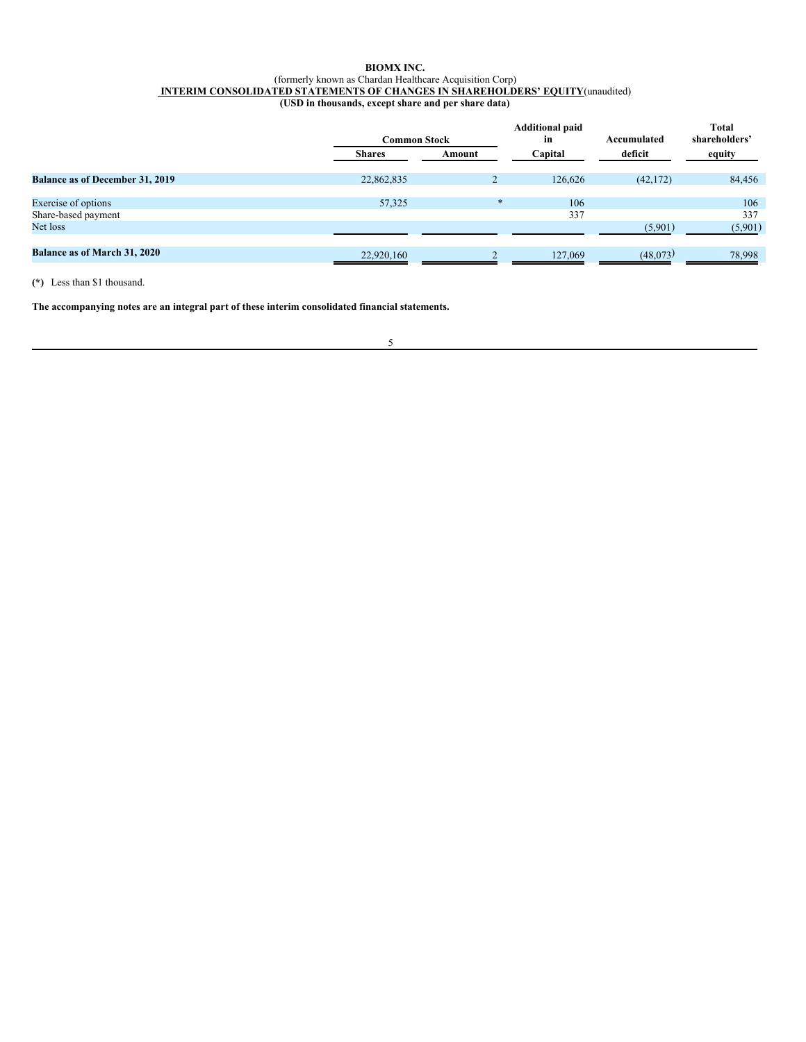**BIOMX INC.**

(formerly known as Chardan Healthcare Acquisition Corp)

**INTERIM CONSOLIDATED STATEMENTS OF CHANGES IN SHAREHOLDERS' EQUITY**(unaudited)

**(USD in thousands, except share and per share data)**

| | Common Stock | | Additional paid in | Accumulated | Total shareholders' |
|---|---|---|---|---|---|
| | Shares | Amount | Capital | deficit | equity |
| **Balance as of December 31, 2019** | 22,862,835 | 2 | 126,626 | (42,172) | 84,456 |
| Exercise of options | 57,325 | * | 106 | | 106 |
| Share-based payment | | | 337 | | 337 |
| Net loss | | | | (5,901) | (5,901) |
| **Balance as of March 31, 2020** | 22,920,160 | 2 | 127,069 | (48,073) | 78,998 |

**(*)** Less than $1 thousand.

**The accompanying notes are an integral part of these interim consolidated financial statements.**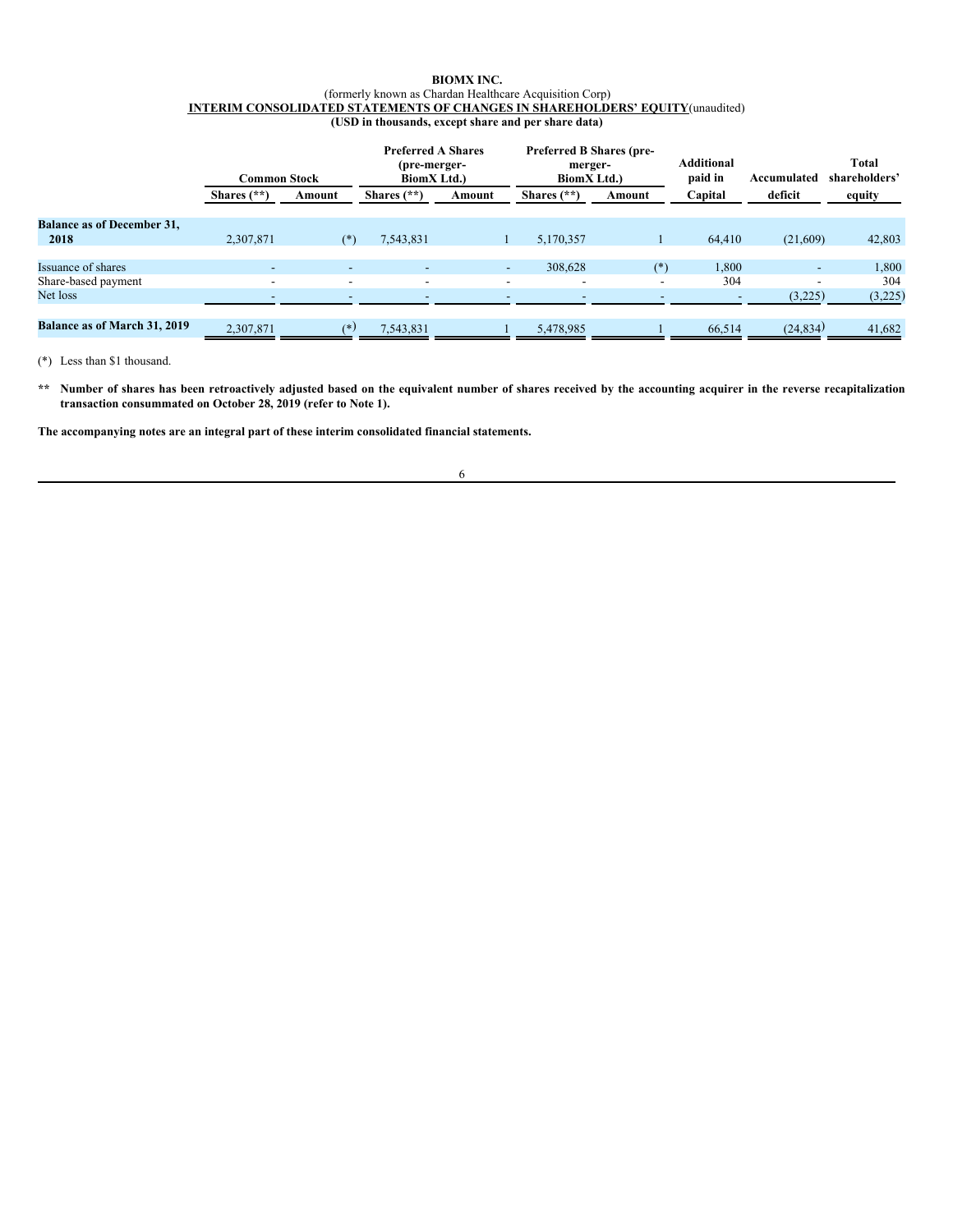**BIOMX INC.**
(formerly known as Chardan Healthcare Acquisition Corp)
**INTERIM CONSOLIDATED STATEMENTS OF CHANGES IN SHAREHOLDERS' EQUITY** (unaudited)
**(USD in thousands, except share and per share data)**

| | Common Stock | | Preferred A Shares (pre-merger-BiomX Ltd.) | | Preferred B Shares (pre-merger-BiomX Ltd.) | | Additional paid in Capital | Accumulated deficit | Total shareholders' equity |
|---|---|---|---|---|---|---|---|---|---|
| | Shares (**) | Amount | Shares (**) | Amount | Shares (**) | Amount | | | |
| **Balance as of December 31, 2018** | 2,307,871 | (*) | 7,543,831 | 1 | 5,170,357 | 1 | 64,410 | (21,609) | 42,803 |
| Issuance of shares | - | - | - | - | 308,628 | (*) | 1,800 | - | 1,800 |
| Share-based payment | - | - | - | - | - | - | 304 | - | 304 |
| Net loss | - | - | - | - | - | - | - | (3,225) | (3,225) |
| **Balance as of March 31, 2019** | 2,307,871 | (*) | 7,543,831 | 1 | 5,478,985 | 1 | 66,514 | (24,834) | 41,682 |

(*) Less than $1 thousand.

**\*\* Number of shares has been retroactively adjusted based on the equivalent number of shares received by the accounting acquirer in the reverse recapitalization transaction consummated on October 28, 2019 (refer to Note 1).**

**The accompanying notes are an integral part of these interim consolidated financial statements.**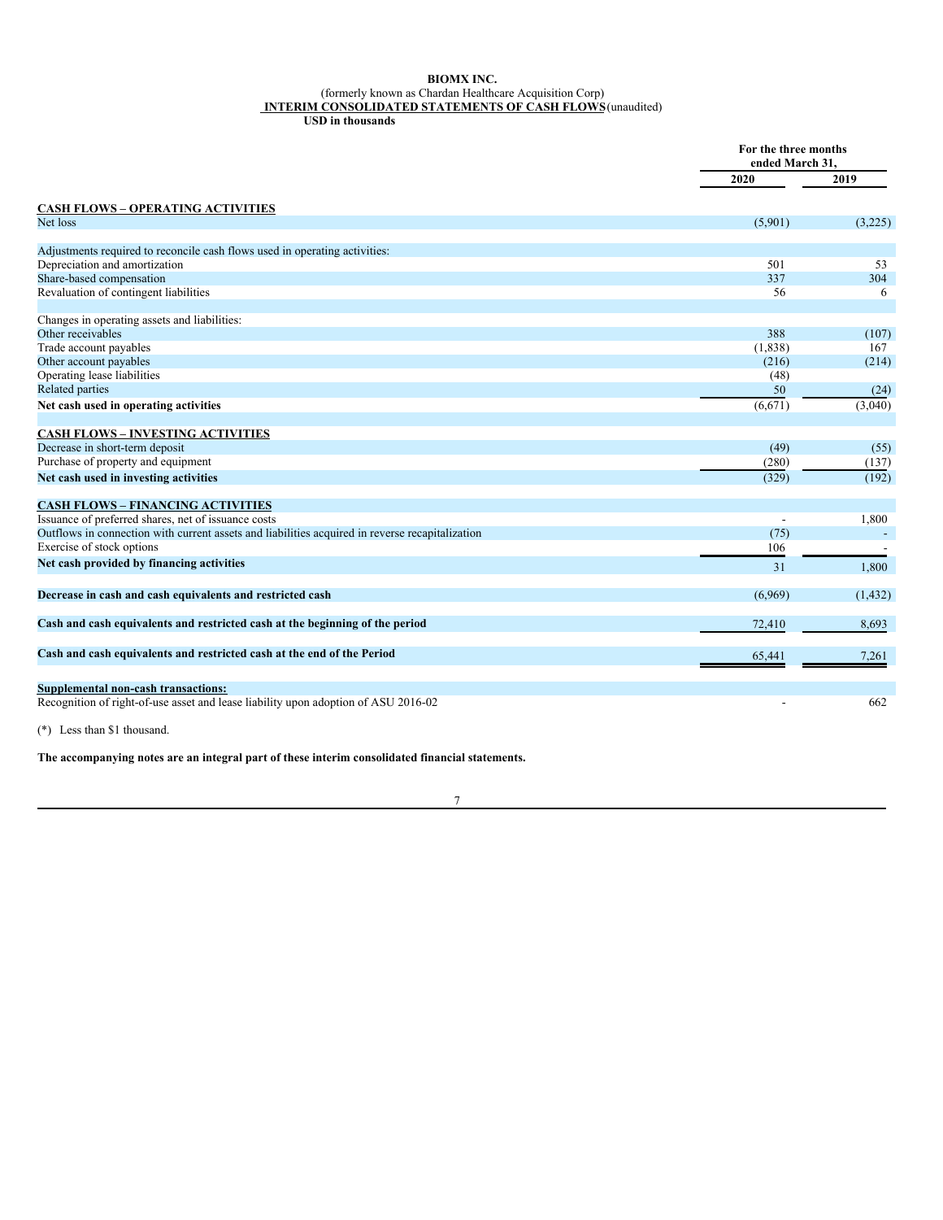**BIOMX INC.**

(formerly known as Chardan Healthcare Acquisition Corp)

**INTERIM CONSOLIDATED STATEMENTS OF CASH FLOWS** (unaudited)

**USD in thousands**

| | For the three months ended March 31, | |
|---|---|---|
| | **2020** | **2019** |
| **CASH FLOWS – OPERATING ACTIVITIES** | | |
| Net loss | (5,901) | (3,225) |
| | | |
| Adjustments required to reconcile cash flows used in operating activities: | | |
| Depreciation and amortization | 501 | 53 |
| Share-based compensation | 337 | 304 |
| Revaluation of contingent liabilities | 56 | 6 |
| | | |
| Changes in operating assets and liabilities: | | |
| Other receivables | 388 | (107) |
| Trade account payables | (1,838) | 167 |
| Other account payables | (216) | (214) |
| Operating lease liabilities | (48) | |
| Related parties | 50 | (24) |
| **Net cash used in operating activities** | (6,671) | (3,040) |
| | | |
| **CASH FLOWS – INVESTING ACTIVITIES** | | |
| Decrease in short-term deposit | (49) | (55) |
| Purchase of property and equipment | (280) | (137) |
| **Net cash used in investing activities** | (329) | (192) |
| | | |
| **CASH FLOWS – FINANCING ACTIVITIES** | | |
| Issuance of preferred shares, net of issuance costs | - | 1,800 |
| Outflows in connection with current assets and liabilities acquired in reverse recapitalization | (75) | - |
| Exercise of stock options | 106 | - |
| **Net cash provided by financing activities** | 31 | 1,800 |
| | | |
| **Decrease in cash and cash equivalents and restricted cash** | (6,969) | (1,432) |
| | | |
| **Cash and cash equivalents and restricted cash at the beginning of the period** | 72,410 | 8,693 |
| | | |
| **Cash and cash equivalents and restricted cash at the end of the Period** | 65,441 | 7,261 |
| | | |
| **Supplemental non-cash transactions:** | | |
| Recognition of right-of-use asset and lease liability upon adoption of ASU 2016-02 | - | 662 |

(*) Less than $1 thousand.

**The accompanying notes are an integral part of these interim consolidated financial statements.**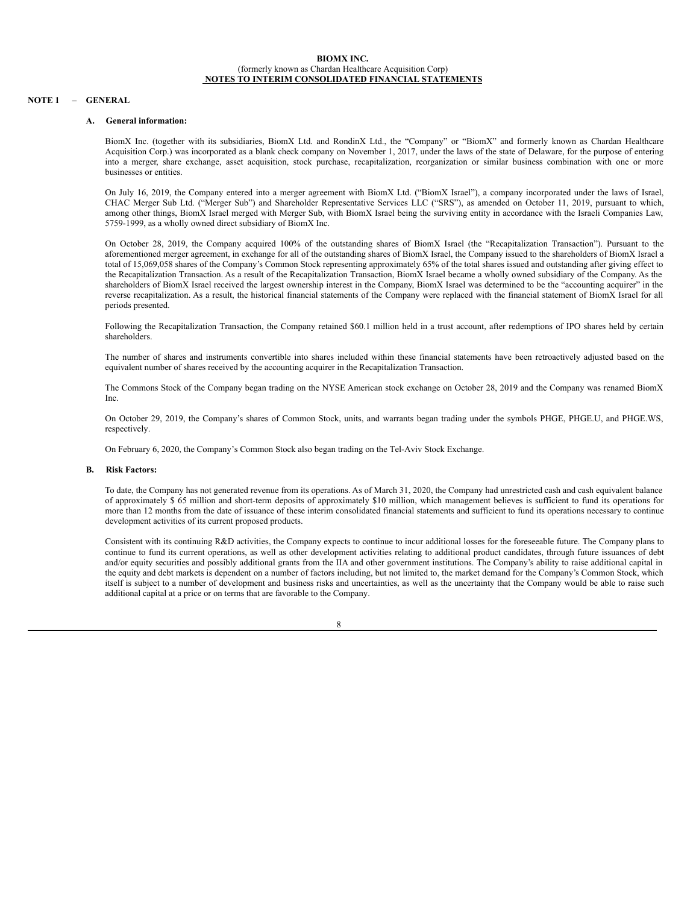**BIOMX INC.**
(formerly known as Chardan Healthcare Acquisition Corp)
**NOTES TO INTERIM CONSOLIDATED FINANCIAL STATEMENTS**

## NOTE 1 – GENERAL

### A. General information:

BiomX Inc. (together with its subsidiaries, BiomX Ltd. and RondinX Ltd., the "Company" or "BiomX" and formerly known as Chardan Healthcare Acquisition Corp.) was incorporated as a blank check company on November 1, 2017, under the laws of the state of Delaware, for the purpose of entering into a merger, share exchange, asset acquisition, stock purchase, recapitalization, reorganization or similar business combination with one or more businesses or entities.

On July 16, 2019, the Company entered into a merger agreement with BiomX Ltd. ("BiomX Israel"), a company incorporated under the laws of Israel, CHAC Merger Sub Ltd. ("Merger Sub") and Shareholder Representative Services LLC ("SRS"), as amended on October 11, 2019, pursuant to which, among other things, BiomX Israel merged with Merger Sub, with BiomX Israel being the surviving entity in accordance with the Israeli Companies Law, 5759-1999, as a wholly owned direct subsidiary of BiomX Inc.

On October 28, 2019, the Company acquired 100% of the outstanding shares of BiomX Israel (the "Recapitalization Transaction"). Pursuant to the aforementioned merger agreement, in exchange for all of the outstanding shares of BiomX Israel, the Company issued to the shareholders of BiomX Israel a total of 15,069,058 shares of the Company's Common Stock representing approximately 65% of the total shares issued and outstanding after giving effect to the Recapitalization Transaction. As a result of the Recapitalization Transaction, BiomX Israel became a wholly owned subsidiary of the Company. As the shareholders of BiomX Israel received the largest ownership interest in the Company, BiomX Israel was determined to be the "accounting acquirer" in the reverse recapitalization. As a result, the historical financial statements of the Company were replaced with the financial statement of BiomX Israel for all periods presented.

Following the Recapitalization Transaction, the Company retained $60.1 million held in a trust account, after redemptions of IPO shares held by certain shareholders.

The number of shares and instruments convertible into shares included within these financial statements have been retroactively adjusted based on the equivalent number of shares received by the accounting acquirer in the Recapitalization Transaction.

The Commons Stock of the Company began trading on the NYSE American stock exchange on October 28, 2019 and the Company was renamed BiomX Inc.

On October 29, 2019, the Company's shares of Common Stock, units, and warrants began trading under the symbols PHGE, PHGE.U, and PHGE.WS, respectively.

On February 6, 2020, the Company's Common Stock also began trading on the Tel-Aviv Stock Exchange.

### B. Risk Factors:

To date, the Company has not generated revenue from its operations. As of March 31, 2020, the Company had unrestricted cash and cash equivalent balance of approximately $ 65 million and short-term deposits of approximately $10 million, which management believes is sufficient to fund its operations for more than 12 months from the date of issuance of these interim consolidated financial statements and sufficient to fund its operations necessary to continue development activities of its current proposed products.

Consistent with its continuing R&D activities, the Company expects to continue to incur additional losses for the foreseeable future. The Company plans to continue to fund its current operations, as well as other development activities relating to additional product candidates, through future issuances of debt and/or equity securities and possibly additional grants from the IIA and other government institutions. The Company's ability to raise additional capital in the equity and debt markets is dependent on a number of factors including, but not limited to, the market demand for the Company's Common Stock, which itself is subject to a number of development and business risks and uncertainties, as well as the uncertainty that the Company would be able to raise such additional capital at a price or on terms that are favorable to the Company.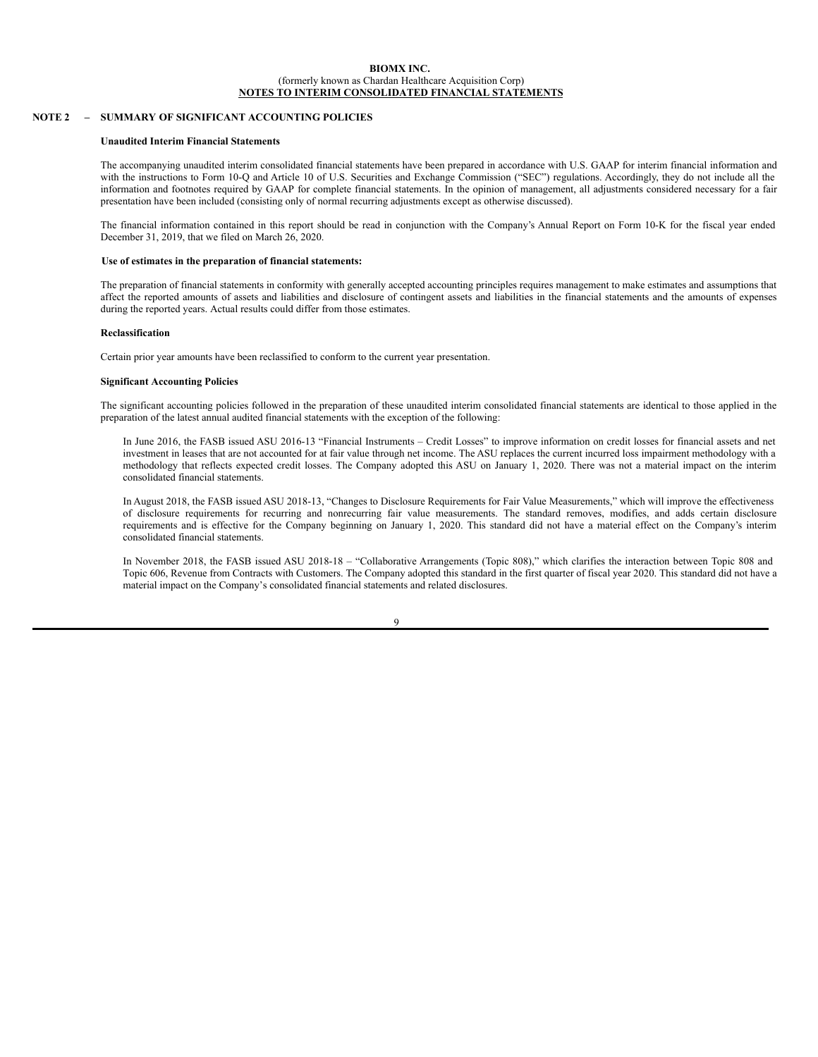**BIOMX INC.**
(formerly known as Chardan Healthcare Acquisition Corp)
**NOTES TO INTERIM CONSOLIDATED FINANCIAL STATEMENTS**

## NOTE 2 – SUMMARY OF SIGNIFICANT ACCOUNTING POLICIES

**Unaudited Interim Financial Statements**

The accompanying unaudited interim consolidated financial statements have been prepared in accordance with U.S. GAAP for interim financial information and with the instructions to Form 10-Q and Article 10 of U.S. Securities and Exchange Commission ("SEC") regulations. Accordingly, they do not include all the information and footnotes required by GAAP for complete financial statements. In the opinion of management, all adjustments considered necessary for a fair presentation have been included (consisting only of normal recurring adjustments except as otherwise discussed).

The financial information contained in this report should be read in conjunction with the Company's Annual Report on Form 10-K for the fiscal year ended December 31, 2019, that we filed on March 26, 2020.

**Use of estimates in the preparation of financial statements:**

The preparation of financial statements in conformity with generally accepted accounting principles requires management to make estimates and assumptions that affect the reported amounts of assets and liabilities and disclosure of contingent assets and liabilities in the financial statements and the amounts of expenses during the reported years. Actual results could differ from those estimates.

**Reclassification**

Certain prior year amounts have been reclassified to conform to the current year presentation.

**Significant Accounting Policies**

The significant accounting policies followed in the preparation of these unaudited interim consolidated financial statements are identical to those applied in the preparation of the latest annual audited financial statements with the exception of the following:

In June 2016, the FASB issued ASU 2016-13 "Financial Instruments – Credit Losses" to improve information on credit losses for financial assets and net investment in leases that are not accounted for at fair value through net income. The ASU replaces the current incurred loss impairment methodology with a methodology that reflects expected credit losses. The Company adopted this ASU on January 1, 2020. There was not a material impact on the interim consolidated financial statements.

In August 2018, the FASB issued ASU 2018-13, "Changes to Disclosure Requirements for Fair Value Measurements," which will improve the effectiveness of disclosure requirements for recurring and nonrecurring fair value measurements. The standard removes, modifies, and adds certain disclosure requirements and is effective for the Company beginning on January 1, 2020. This standard did not have a material effect on the Company's interim consolidated financial statements.

In November 2018, the FASB issued ASU 2018-18 – "Collaborative Arrangements (Topic 808)," which clarifies the interaction between Topic 808 and Topic 606, Revenue from Contracts with Customers. The Company adopted this standard in the first quarter of fiscal year 2020. This standard did not have a material impact on the Company's consolidated financial statements and related disclosures.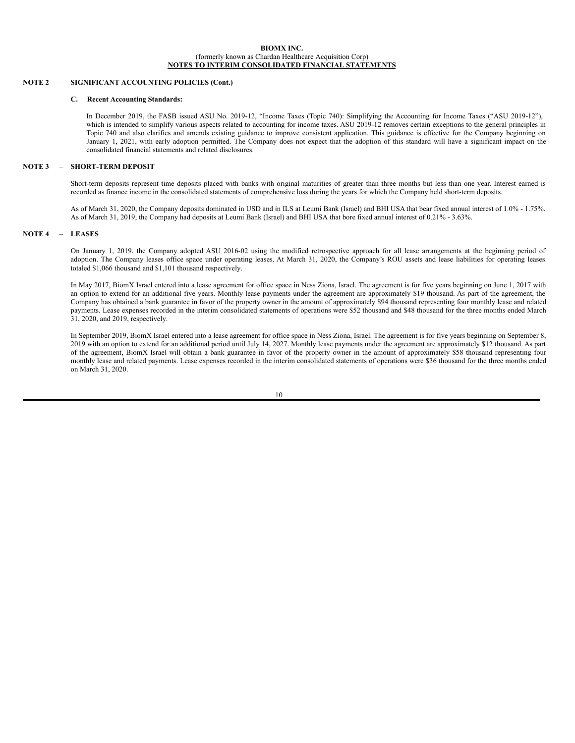**BIOMX INC.**
(formerly known as Chardan Healthcare Acquisition Corp)
**NOTES TO INTERIM CONSOLIDATED FINANCIAL STATEMENTS**

## NOTE 2 – SIGNIFICANT ACCOUNTING POLICIES (Cont.)

### C. Recent Accounting Standards:

In December 2019, the FASB issued ASU No. 2019-12, "Income Taxes (Topic 740): Simplifying the Accounting for Income Taxes ("ASU 2019-12"), which is intended to simplify various aspects related to accounting for income taxes. ASU 2019-12 removes certain exceptions to the general principles in Topic 740 and also clarifies and amends existing guidance to improve consistent application. This guidance is effective for the Company beginning on January 1, 2021, with early adoption permitted. The Company does not expect that the adoption of this standard will have a significant impact on the consolidated financial statements and related disclosures.

## NOTE 3 – SHORT-TERM DEPOSIT

Short-term deposits represent time deposits placed with banks with original maturities of greater than three months but less than one year. Interest earned is recorded as finance income in the consolidated statements of comprehensive loss during the years for which the Company held short-term deposits.

As of March 31, 2020, the Company deposits dominated in USD and in ILS at Leumi Bank (Israel) and BHI USA that bear fixed annual interest of 1.0% - 1.75%. As of March 31, 2019, the Company had deposits at Leumi Bank (Israel) and BHI USA that bore fixed annual interest of 0.21% - 3.63%.

## NOTE 4 – LEASES

On January 1, 2019, the Company adopted ASU 2016-02 using the modified retrospective approach for all lease arrangements at the beginning period of adoption. The Company leases office space under operating leases. At March 31, 2020, the Company's ROU assets and lease liabilities for operating leases totaled $1,066 thousand and $1,101 thousand respectively.

In May 2017, BiomX Israel entered into a lease agreement for office space in Ness Ziona, Israel. The agreement is for five years beginning on June 1, 2017 with an option to extend for an additional five years. Monthly lease payments under the agreement are approximately $19 thousand. As part of the agreement, the Company has obtained a bank guarantee in favor of the property owner in the amount of approximately $94 thousand representing four monthly lease and related payments. Lease expenses recorded in the interim consolidated statements of operations were $52 thousand and $48 thousand for the three months ended March 31, 2020, and 2019, respectively.

In September 2019, BiomX Israel entered into a lease agreement for office space in Ness Ziona, Israel. The agreement is for five years beginning on September 8, 2019 with an option to extend for an additional period until July 14, 2027. Monthly lease payments under the agreement are approximately $12 thousand. As part of the agreement, BiomX Israel will obtain a bank guarantee in favor of the property owner in the amount of approximately $58 thousand representing four monthly lease and related payments. Lease expenses recorded in the interim consolidated statements of operations were $36 thousand for the three months ended on March 31, 2020.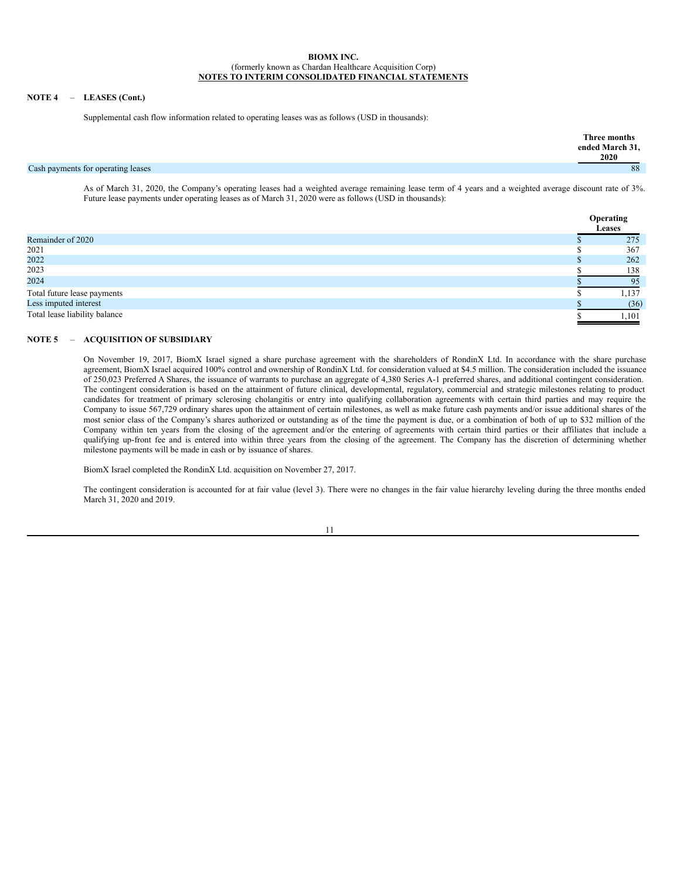**BIOMX INC.**
(formerly known as Chardan Healthcare Acquisition Corp)
**NOTES TO INTERIM CONSOLIDATED FINANCIAL STATEMENTS**

**NOTE 4 – LEASES (Cont.)**

Supplemental cash flow information related to operating leases was as follows (USD in thousands):

| | Three months ended March 31, 2020 |
|---|---|
| Cash payments for operating leases | 88 |

As of March 31, 2020, the Company's operating leases had a weighted average remaining lease term of 4 years and a weighted average discount rate of 3%. Future lease payments under operating leases as of March 31, 2020 were as follows (USD in thousands):

| | Operating Leases |
|---|---|
| Remainder of 2020 | $ 275 |
| 2021 | $ 367 |
| 2022 | $ 262 |
| 2023 | $ 138 |
| 2024 | $ 95 |
| Total future lease payments | $ 1,137 |
| Less imputed interest | $ (36) |
| Total lease liability balance | $ 1,101 |

**NOTE 5 – ACQUISITION OF SUBSIDIARY**

On November 19, 2017, BiomX Israel signed a share purchase agreement with the shareholders of RondinX Ltd. In accordance with the share purchase agreement, BiomX Israel acquired 100% control and ownership of RondinX Ltd. for consideration valued at $4.5 million. The consideration included the issuance of 250,023 Preferred A Shares, the issuance of warrants to purchase an aggregate of 4,380 Series A-1 preferred shares, and additional contingent consideration. The contingent consideration is based on the attainment of future clinical, developmental, regulatory, commercial and strategic milestones relating to product candidates for treatment of primary sclerosing cholangitis or entry into qualifying collaboration agreements with certain third parties and may require the Company to issue 567,729 ordinary shares upon the attainment of certain milestones, as well as make future cash payments and/or issue additional shares of the most senior class of the Company's shares authorized or outstanding as of the time the payment is due, or a combination of both of up to $32 million of the Company within ten years from the closing of the agreement and/or the entering of agreements with certain third parties or their affiliates that include a qualifying up-front fee and is entered into within three years from the closing of the agreement. The Company has the discretion of determining whether milestone payments will be made in cash or by issuance of shares.

BiomX Israel completed the RondinX Ltd. acquisition on November 27, 2017.

The contingent consideration is accounted for at fair value (level 3). There were no changes in the fair value hierarchy leveling during the three months ended March 31, 2020 and 2019.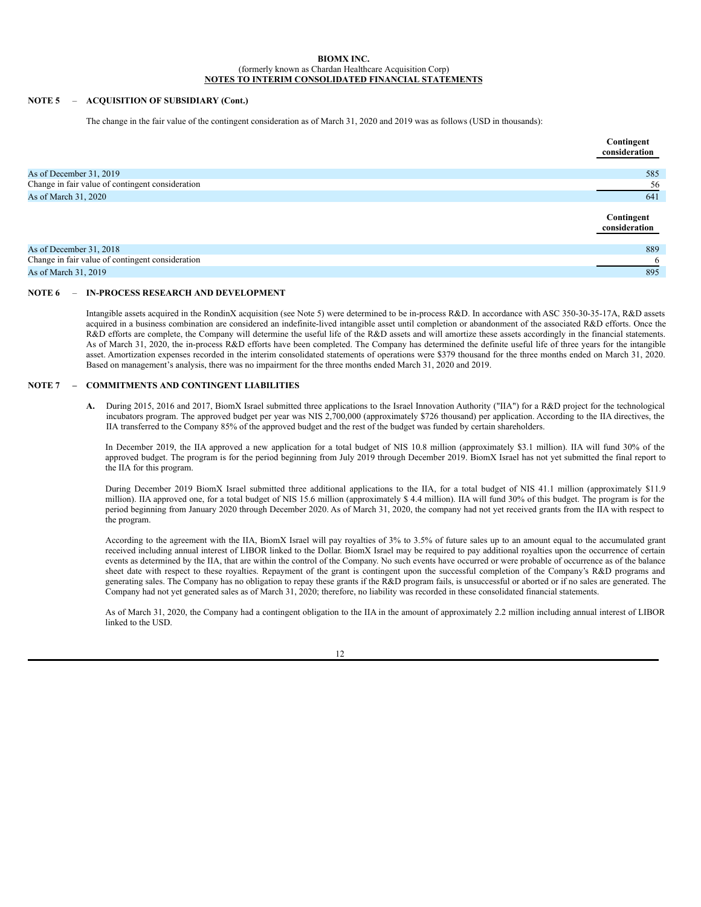**BIOMX INC.**
(formerly known as Chardan Healthcare Acquisition Corp)
**NOTES TO INTERIM CONSOLIDATED FINANCIAL STATEMENTS**

**NOTE 5 – ACQUISITION OF SUBSIDIARY (Cont.)**

The change in the fair value of the contingent consideration as of March 31, 2020 and 2019 was as follows (USD in thousands):

| | Contingent consideration |
|---|---|
| As of December 31, 2019 | 585 |
| Change in fair value of contingent consideration | 56 |
| As of March 31, 2020 | 641 |

| | Contingent consideration |
|---|---|
| As of December 31, 2018 | 889 |
| Change in fair value of contingent consideration | 6 |
| As of March 31, 2019 | 895 |

**NOTE 6 – IN-PROCESS RESEARCH AND DEVELOPMENT**

Intangible assets acquired in the RondinX acquisition (see Note 5) were determined to be in-process R&D. In accordance with ASC 350-30-35-17A, R&D assets acquired in a business combination are considered an indefinite-lived intangible asset until completion or abandonment of the associated R&D efforts. Once the R&D efforts are complete, the Company will determine the useful life of the R&D assets and will amortize these assets accordingly in the financial statements. As of March 31, 2020, the in-process R&D efforts have been completed. The Company has determined the definite useful life of three years for the intangible asset. Amortization expenses recorded in the interim consolidated statements of operations were $379 thousand for the three months ended on March 31, 2020. Based on management's analysis, there was no impairment for the three months ended March 31, 2020 and 2019.

**NOTE 7 – COMMITMENTS AND CONTINGENT LIABILITIES**

**A.** During 2015, 2016 and 2017, BiomX Israel submitted three applications to the Israel Innovation Authority ("IIA") for a R&D project for the technological incubators program. The approved budget per year was NIS 2,700,000 (approximately $726 thousand) per application. According to the IIA directives, the IIA transferred to the Company 85% of the approved budget and the rest of the budget was funded by certain shareholders.

In December 2019, the IIA approved a new application for a total budget of NIS 10.8 million (approximately $3.1 million). IIA will fund 30% of the approved budget. The program is for the period beginning from July 2019 through December 2019. BiomX Israel has not yet submitted the final report to the IIA for this program.

During December 2019 BiomX Israel submitted three additional applications to the IIA, for a total budget of NIS 41.1 million (approximately $11.9 million). IIA approved one, for a total budget of NIS 15.6 million (approximately $ 4.4 million). IIA will fund 30% of this budget. The program is for the period beginning from January 2020 through December 2020. As of March 31, 2020, the company had not yet received grants from the IIA with respect to the program.

According to the agreement with the IIA, BiomX Israel will pay royalties of 3% to 3.5% of future sales up to an amount equal to the accumulated grant received including annual interest of LIBOR linked to the Dollar. BiomX Israel may be required to pay additional royalties upon the occurrence of certain events as determined by the IIA, that are within the control of the Company. No such events have occurred or were probable of occurrence as of the balance sheet date with respect to these royalties. Repayment of the grant is contingent upon the successful completion of the Company's R&D programs and generating sales. The Company has no obligation to repay these grants if the R&D program fails, is unsuccessful or aborted or if no sales are generated. The Company had not yet generated sales as of March 31, 2020; therefore, no liability was recorded in these consolidated financial statements.

As of March 31, 2020, the Company had a contingent obligation to the IIA in the amount of approximately 2.2 million including annual interest of LIBOR linked to the USD.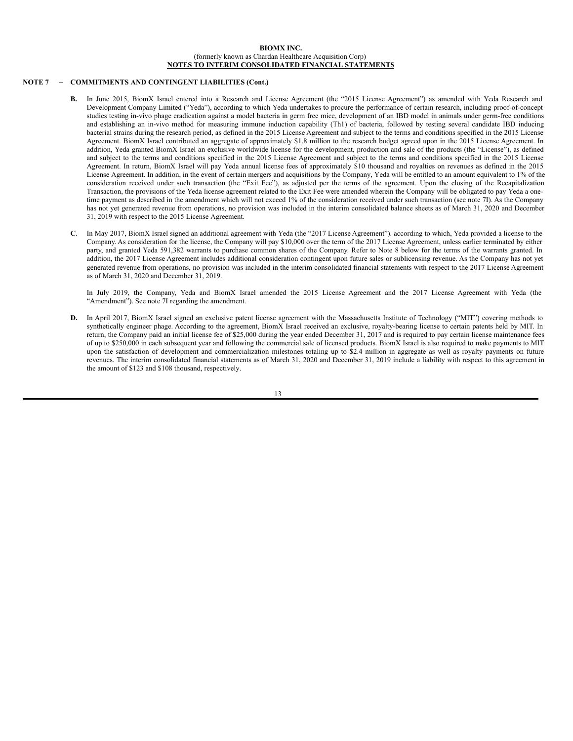**BIOMX INC.**
(formerly known as Chardan Healthcare Acquisition Corp)
**NOTES TO INTERIM CONSOLIDATED FINANCIAL STATEMENTS**

**NOTE 7 – COMMITMENTS AND CONTINGENT LIABILITIES (Cont.)**

**B.** In June 2015, BiomX Israel entered into a Research and License Agreement (the "2015 License Agreement") as amended with Yeda Research and Development Company Limited ("Yeda"), according to which Yeda undertakes to procure the performance of certain research, including proof-of-concept studies testing in-vivo phage eradication against a model bacteria in germ free mice, development of an IBD model in animals under germ-free conditions and establishing an in-vivo method for measuring immune induction capability (Th1) of bacteria, followed by testing several candidate IBD inducing bacterial strains during the research period, as defined in the 2015 License Agreement and subject to the terms and conditions specified in the 2015 License Agreement. BiomX Israel contributed an aggregate of approximately $1.8 million to the research budget agreed upon in the 2015 License Agreement. In addition, Yeda granted BiomX Israel an exclusive worldwide license for the development, production and sale of the products (the "License"), as defined and subject to the terms and conditions specified in the 2015 License Agreement and subject to the terms and conditions specified in the 2015 License Agreement. In return, BiomX Israel will pay Yeda annual license fees of approximately $10 thousand and royalties on revenues as defined in the 2015 License Agreement. In addition, in the event of certain mergers and acquisitions by the Company, Yeda will be entitled to an amount equivalent to 1% of the consideration received under such transaction (the "Exit Fee"), as adjusted per the terms of the agreement. Upon the closing of the Recapitalization Transaction, the provisions of the Yeda license agreement related to the Exit Fee were amended wherein the Company will be obligated to pay Yeda a one-time payment as described in the amendment which will not exceed 1% of the consideration received under such transaction (see note 7I). As the Company has not yet generated revenue from operations, no provision was included in the interim consolidated balance sheets as of March 31, 2020 and December 31, 2019 with respect to the 2015 License Agreement.

**C**. In May 2017, BiomX Israel signed an additional agreement with Yeda (the "2017 License Agreement"). according to which, Yeda provided a license to the Company. As consideration for the license, the Company will pay $10,000 over the term of the 2017 License Agreement, unless earlier terminated by either party, and granted Yeda 591,382 warrants to purchase common shares of the Company. Refer to Note 8 below for the terms of the warrants granted. In addition, the 2017 License Agreement includes additional consideration contingent upon future sales or sublicensing revenue. As the Company has not yet generated revenue from operations, no provision was included in the interim consolidated financial statements with respect to the 2017 License Agreement as of March 31, 2020 and December 31, 2019.

In July 2019, the Company, Yeda and BiomX Israel amended the 2015 License Agreement and the 2017 License Agreement with Yeda (the "Amendment"). See note 7I regarding the amendment.

**D.** In April 2017, BiomX Israel signed an exclusive patent license agreement with the Massachusetts Institute of Technology ("MIT") covering methods to synthetically engineer phage. According to the agreement, BiomX Israel received an exclusive, royalty-bearing license to certain patents held by MIT. In return, the Company paid an initial license fee of $25,000 during the year ended December 31, 2017 and is required to pay certain license maintenance fees of up to $250,000 in each subsequent year and following the commercial sale of licensed products. BiomX Israel is also required to make payments to MIT upon the satisfaction of development and commercialization milestones totaling up to $2.4 million in aggregate as well as royalty payments on future revenues. The interim consolidated financial statements as of March 31, 2020 and December 31, 2019 include a liability with respect to this agreement in the amount of $123 and $108 thousand, respectively.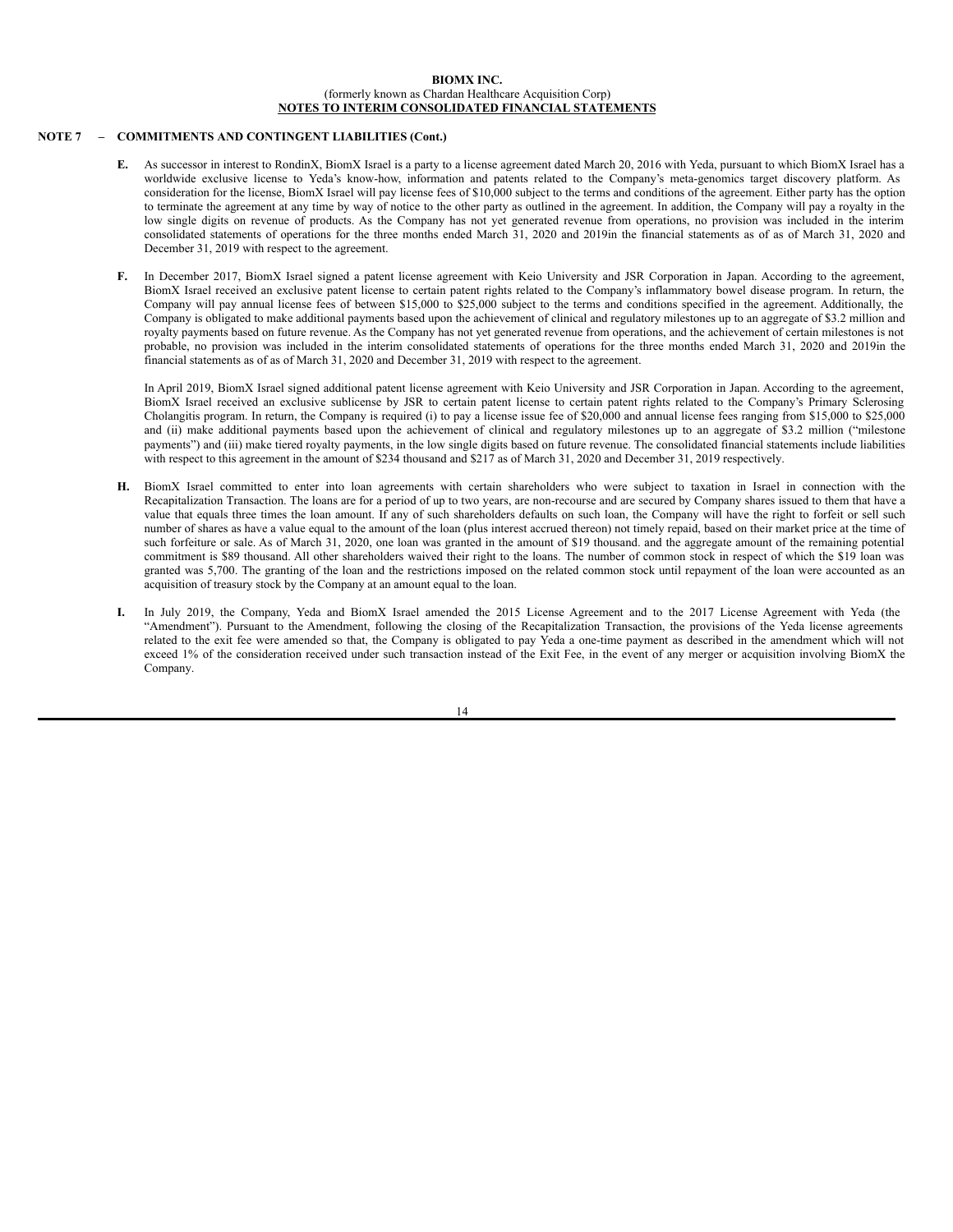**BIOMX INC.**
(formerly known as Chardan Healthcare Acquisition Corp)
**NOTES TO INTERIM CONSOLIDATED FINANCIAL STATEMENTS**

**NOTE 7 – COMMITMENTS AND CONTINGENT LIABILITIES (Cont.)**

**E.** As successor in interest to RondinX, BiomX Israel is a party to a license agreement dated March 20, 2016 with Yeda, pursuant to which BiomX Israel has a worldwide exclusive license to Yeda's know-how, information and patents related to the Company's meta-genomics target discovery platform. As consideration for the license, BiomX Israel will pay license fees of $10,000 subject to the terms and conditions of the agreement. Either party has the option to terminate the agreement at any time by way of notice to the other party as outlined in the agreement. In addition, the Company will pay a royalty in the low single digits on revenue of products. As the Company has not yet generated revenue from operations, no provision was included in the interim consolidated statements of operations for the three months ended March 31, 2020 and 2019in the financial statements as of as of March 31, 2020 and December 31, 2019 with respect to the agreement.

**F.** In December 2017, BiomX Israel signed a patent license agreement with Keio University and JSR Corporation in Japan. According to the agreement, BiomX Israel received an exclusive patent license to certain patent rights related to the Company's inflammatory bowel disease program. In return, the Company will pay annual license fees of between $15,000 to $25,000 subject to the terms and conditions specified in the agreement. Additionally, the Company is obligated to make additional payments based upon the achievement of clinical and regulatory milestones up to an aggregate of $3.2 million and royalty payments based on future revenue. As the Company has not yet generated revenue from operations, and the achievement of certain milestones is not probable, no provision was included in the interim consolidated statements of operations for the three months ended March 31, 2020 and 2019in the financial statements as of as of March 31, 2020 and December 31, 2019 with respect to the agreement.

In April 2019, BiomX Israel signed additional patent license agreement with Keio University and JSR Corporation in Japan. According to the agreement, BiomX Israel received an exclusive sublicense by JSR to certain patent license to certain patent rights related to the Company's Primary Sclerosing Cholangitis program. In return, the Company is required (i) to pay a license issue fee of $20,000 and annual license fees ranging from $15,000 to $25,000 and (ii) make additional payments based upon the achievement of clinical and regulatory milestones up to an aggregate of $3.2 million ("milestone payments") and (iii) make tiered royalty payments, in the low single digits based on future revenue. The consolidated financial statements include liabilities with respect to this agreement in the amount of $234 thousand and $217 as of March 31, 2020 and December 31, 2019 respectively.

**H.** BiomX Israel committed to enter into loan agreements with certain shareholders who were subject to taxation in Israel in connection with the Recapitalization Transaction. The loans are for a period of up to two years, are non-recourse and are secured by Company shares issued to them that have a value that equals three times the loan amount. If any of such shareholders defaults on such loan, the Company will have the right to forfeit or sell such number of shares as have a value equal to the amount of the loan (plus interest accrued thereon) not timely repaid, based on their market price at the time of such forfeiture or sale. As of March 31, 2020, one loan was granted in the amount of $19 thousand. and the aggregate amount of the remaining potential commitment is $89 thousand. All other shareholders waived their right to the loans. The number of common stock in respect of which the $19 loan was granted was 5,700. The granting of the loan and the restrictions imposed on the related common stock until repayment of the loan were accounted as an acquisition of treasury stock by the Company at an amount equal to the loan.

**I.** In July 2019, the Company, Yeda and BiomX Israel amended the 2015 License Agreement and to the 2017 License Agreement with Yeda (the "Amendment"). Pursuant to the Amendment, following the closing of the Recapitalization Transaction, the provisions of the Yeda license agreements related to the exit fee were amended so that, the Company is obligated to pay Yeda a one-time payment as described in the amendment which will not exceed 1% of the consideration received under such transaction instead of the Exit Fee, in the event of any merger or acquisition involving BiomX the Company.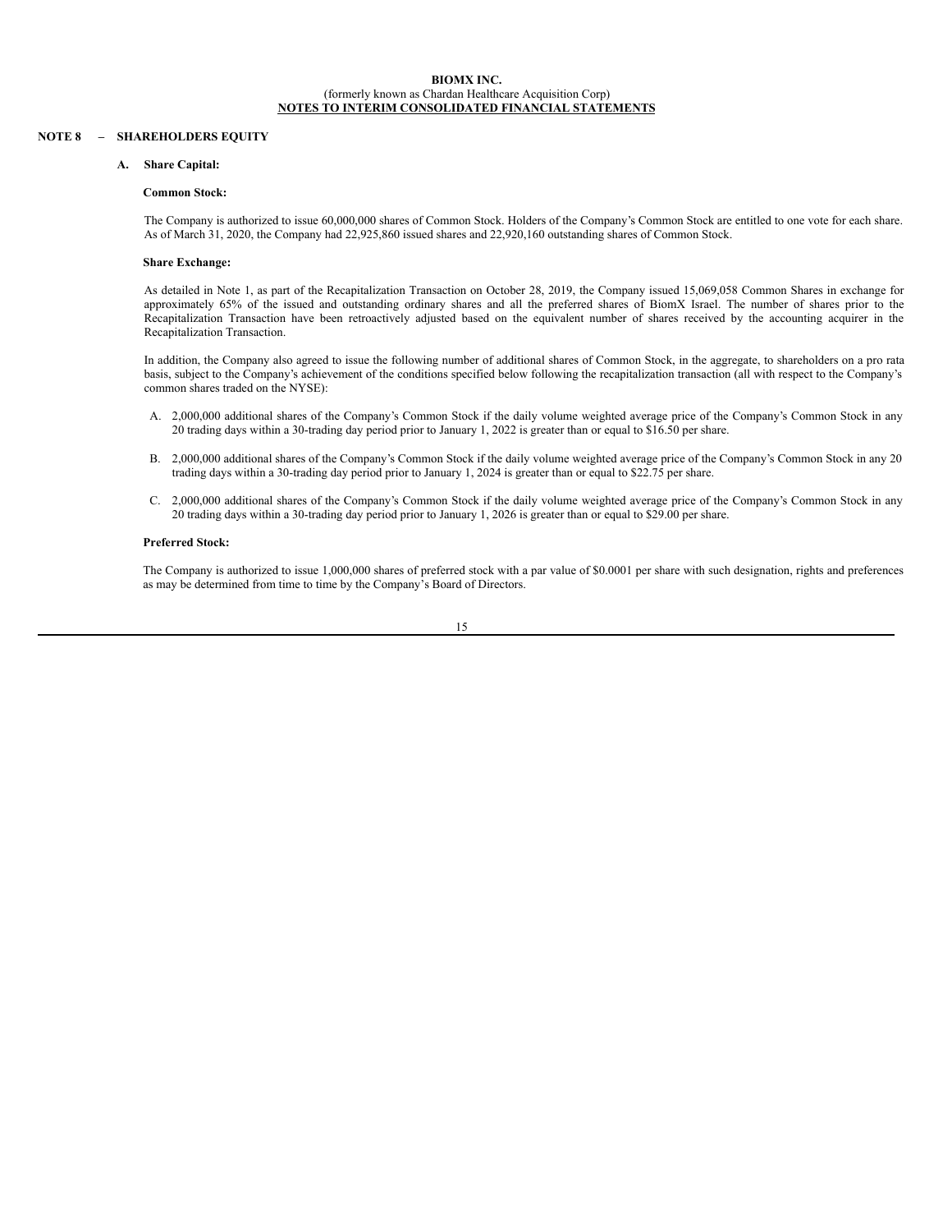**BIOMX INC.**
(formerly known as Chardan Healthcare Acquisition Corp)
**NOTES TO INTERIM CONSOLIDATED FINANCIAL STATEMENTS**

## NOTE 8 – SHAREHOLDERS EQUITY

### A. Share Capital:

**Common Stock:**

The Company is authorized to issue 60,000,000 shares of Common Stock. Holders of the Company's Common Stock are entitled to one vote for each share. As of March 31, 2020, the Company had 22,925,860 issued shares and 22,920,160 outstanding shares of Common Stock.

**Share Exchange:**

As detailed in Note 1, as part of the Recapitalization Transaction on October 28, 2019, the Company issued 15,069,058 Common Shares in exchange for approximately 65% of the issued and outstanding ordinary shares and all the preferred shares of BiomX Israel. The number of shares prior to the Recapitalization Transaction have been retroactively adjusted based on the equivalent number of shares received by the accounting acquirer in the Recapitalization Transaction.

In addition, the Company also agreed to issue the following number of additional shares of Common Stock, in the aggregate, to shareholders on a pro rata basis, subject to the Company's achievement of the conditions specified below following the recapitalization transaction (all with respect to the Company's common shares traded on the NYSE):

A. 2,000,000 additional shares of the Company's Common Stock if the daily volume weighted average price of the Company's Common Stock in any 20 trading days within a 30-trading day period prior to January 1, 2022 is greater than or equal to $16.50 per share.

B. 2,000,000 additional shares of the Company's Common Stock if the daily volume weighted average price of the Company's Common Stock in any 20 trading days within a 30-trading day period prior to January 1, 2024 is greater than or equal to $22.75 per share.

C. 2,000,000 additional shares of the Company's Common Stock if the daily volume weighted average price of the Company's Common Stock in any 20 trading days within a 30-trading day period prior to January 1, 2026 is greater than or equal to $29.00 per share.

**Preferred Stock:**

The Company is authorized to issue 1,000,000 shares of preferred stock with a par value of $0.0001 per share with such designation, rights and preferences as may be determined from time to time by the Company's Board of Directors.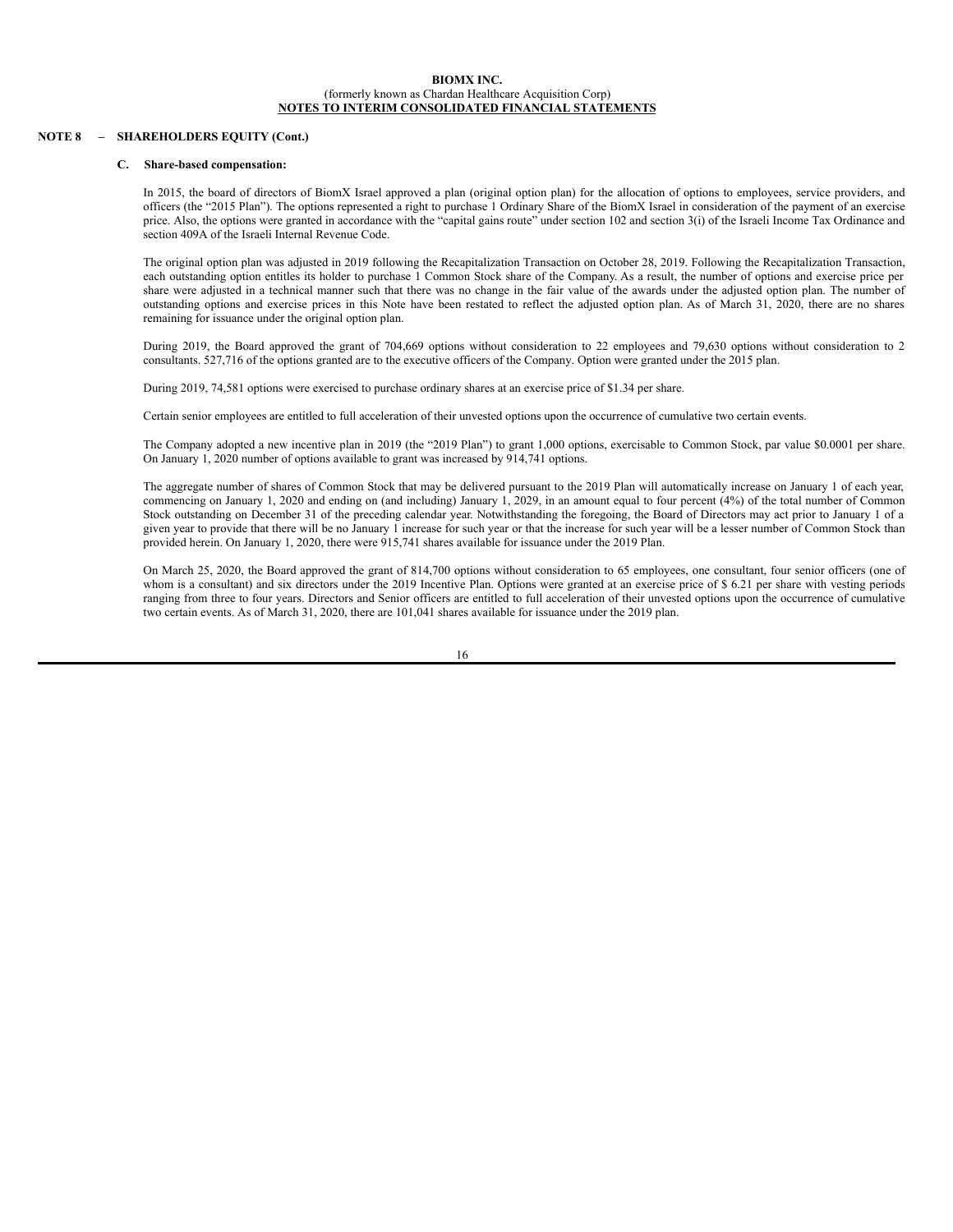**BIOMX INC.**
(formerly known as Chardan Healthcare Acquisition Corp)
**NOTES TO INTERIM CONSOLIDATED FINANCIAL STATEMENTS**

**NOTE 8 – SHAREHOLDERS EQUITY (Cont.)**

**C. Share-based compensation:**

In 2015, the board of directors of BiomX Israel approved a plan (original option plan) for the allocation of options to employees, service providers, and officers (the "2015 Plan"). The options represented a right to purchase 1 Ordinary Share of the BiomX Israel in consideration of the payment of an exercise price. Also, the options were granted in accordance with the "capital gains route" under section 102 and section 3(i) of the Israeli Income Tax Ordinance and section 409A of the Israeli Internal Revenue Code.

The original option plan was adjusted in 2019 following the Recapitalization Transaction on October 28, 2019. Following the Recapitalization Transaction, each outstanding option entitles its holder to purchase 1 Common Stock share of the Company. As a result, the number of options and exercise price per share were adjusted in a technical manner such that there was no change in the fair value of the awards under the adjusted option plan. The number of outstanding options and exercise prices in this Note have been restated to reflect the adjusted option plan. As of March 31, 2020, there are no shares remaining for issuance under the original option plan.

During 2019, the Board approved the grant of 704,669 options without consideration to 22 employees and 79,630 options without consideration to 2 consultants. 527,716 of the options granted are to the executive officers of the Company. Option were granted under the 2015 plan.

During 2019, 74,581 options were exercised to purchase ordinary shares at an exercise price of $1.34 per share.

Certain senior employees are entitled to full acceleration of their unvested options upon the occurrence of cumulative two certain events.

The Company adopted a new incentive plan in 2019 (the "2019 Plan") to grant 1,000 options, exercisable to Common Stock, par value $0.0001 per share. On January 1, 2020 number of options available to grant was increased by 914,741 options.

The aggregate number of shares of Common Stock that may be delivered pursuant to the 2019 Plan will automatically increase on January 1 of each year, commencing on January 1, 2020 and ending on (and including) January 1, 2029, in an amount equal to four percent (4%) of the total number of Common Stock outstanding on December 31 of the preceding calendar year. Notwithstanding the foregoing, the Board of Directors may act prior to January 1 of a given year to provide that there will be no January 1 increase for such year or that the increase for such year will be a lesser number of Common Stock than provided herein. On January 1, 2020, there were 915,741 shares available for issuance under the 2019 Plan.

On March 25, 2020, the Board approved the grant of 814,700 options without consideration to 65 employees, one consultant, four senior officers (one of whom is a consultant) and six directors under the 2019 Incentive Plan. Options were granted at an exercise price of $ 6.21 per share with vesting periods ranging from three to four years. Directors and Senior officers are entitled to full acceleration of their unvested options upon the occurrence of cumulative two certain events. As of March 31, 2020, there are 101,041 shares available for issuance under the 2019 plan.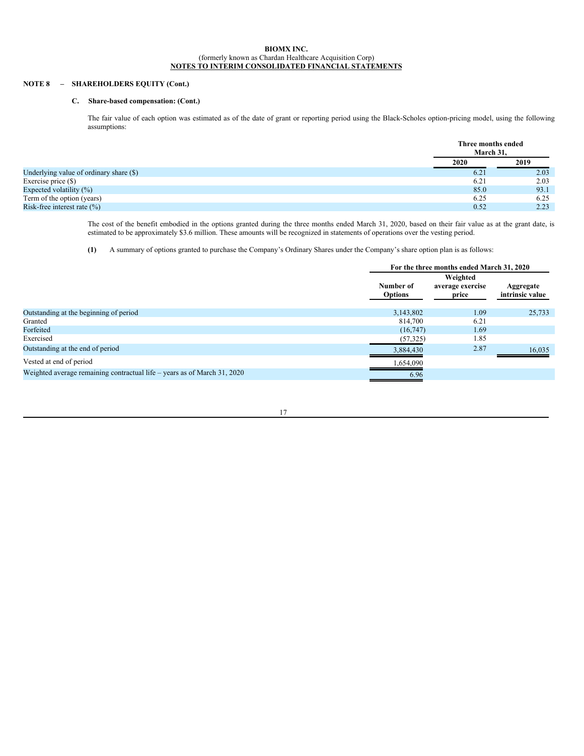**BIOMX INC.**
(formerly known as Chardan Healthcare Acquisition Corp)
**NOTES TO INTERIM CONSOLIDATED FINANCIAL STATEMENTS**

**NOTE 8 – SHAREHOLDERS EQUITY (Cont.)**

**C. Share-based compensation: (Cont.)**

The fair value of each option was estimated as of the date of grant or reporting period using the Black-Scholes option-pricing model, using the following assumptions:

| | Three months ended March 31, | |
|---|---|---|
| | 2020 | 2019 |
| Underlying value of ordinary share ($) | 6.21 | 2.03 |
| Exercise price ($) | 6.21 | 2.03 |
| Expected volatility (%) | 85.0 | 93.1 |
| Term of the option (years) | 6.25 | 6.25 |
| Risk-free interest rate (%) | 0.52 | 2.23 |

The cost of the benefit embodied in the options granted during the three months ended March 31, 2020, based on their fair value as at the grant date, is estimated to be approximately $3.6 million. These amounts will be recognized in statements of operations over the vesting period.

**(1)** A summary of options granted to purchase the Company's Ordinary Shares under the Company's share option plan is as follows:

| | For the three months ended March 31, 2020 | | |
|---|---|---|---|
| | Number of Options | Weighted average exercise price | Aggregate intrinsic value |
| Outstanding at the beginning of period | 3,143,802 | 1.09 | 25,733 |
| Granted | 814,700 | 6.21 | |
| Forfeited | (16,747) | 1.69 | |
| Exercised | (57,325) | 1.85 | |
| Outstanding at the end of period | 3,884,430 | 2.87 | 16,035 |
| Vested at end of period | 1,654,090 | | |
| Weighted average remaining contractual life – years as of March 31, 2020 | 6.96 | | |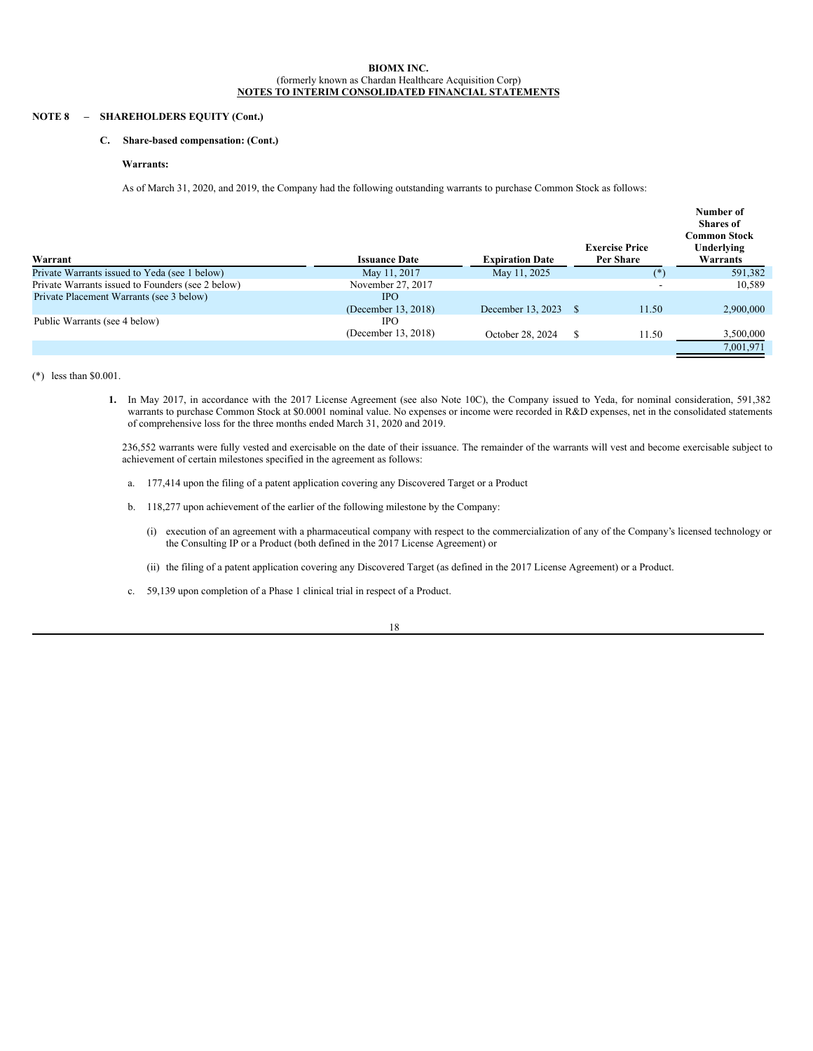**BIOMX INC.**
(formerly known as Chardan Healthcare Acquisition Corp)
**NOTES TO INTERIM CONSOLIDATED FINANCIAL STATEMENTS**

**NOTE 8 – SHAREHOLDERS EQUITY (Cont.)**

**C. Share-based compensation: (Cont.)**

**Warrants:**

As of March 31, 2020, and 2019, the Company had the following outstanding warrants to purchase Common Stock as follows:

| Warrant | Issuance Date | Expiration Date | Exercise Price Per Share | Number of Shares of Common Stock Underlying Warrants |
|---|---|---|---|---|
| Private Warrants issued to Yeda (see 1 below) | May 11, 2017 | May 11, 2025 | (*) | 591,382 |
| Private Warrants issued to Founders (see 2 below) | November 27, 2017 | | - | 10,589 |
| Private Placement Warrants (see 3 below) | IPO (December 13, 2018) | December 13, 2023 | $ 11.50 | 2,900,000 |
| Public Warrants (see 4 below) | IPO (December 13, 2018) | October 28, 2024 | $ 11.50 | 3,500,000 |
| | | | | 7,001,971 |

(*) less than $0.001.

**1.** In May 2017, in accordance with the 2017 License Agreement (see also Note 10C), the Company issued to Yeda, for nominal consideration, 591,382 warrants to purchase Common Stock at $0.0001 nominal value. No expenses or income were recorded in R&D expenses, net in the consolidated statements of comprehensive loss for the three months ended March 31, 2020 and 2019.

236,552 warrants were fully vested and exercisable on the date of their issuance. The remainder of the warrants will vest and become exercisable subject to achievement of certain milestones specified in the agreement as follows:

a. 177,414 upon the filing of a patent application covering any Discovered Target or a Product

b. 118,277 upon achievement of the earlier of the following milestone by the Company:

(i) execution of an agreement with a pharmaceutical company with respect to the commercialization of any of the Company's licensed technology or the Consulting IP or a Product (both defined in the 2017 License Agreement) or

(ii) the filing of a patent application covering any Discovered Target (as defined in the 2017 License Agreement) or a Product.

c. 59,139 upon completion of a Phase 1 clinical trial in respect of a Product.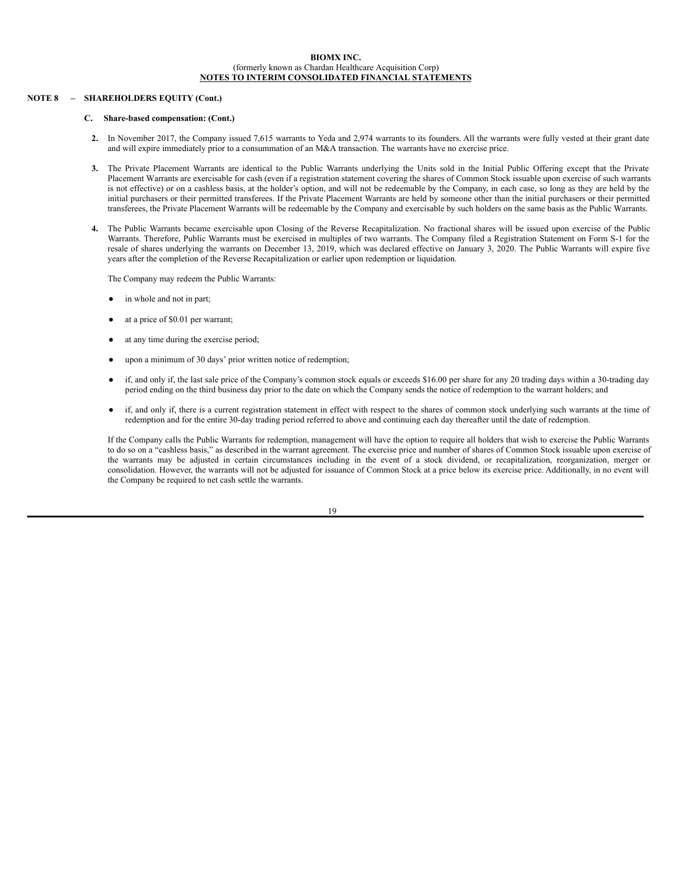## NOTE 8 – SHAREHOLDERS EQUITY (Cont.)

### C. Share-based compensation: (Cont.)

2. In November 2017, the Company issued 7,615 warrants to Yeda and 2,974 warrants to its founders. All the warrants were fully vested at their grant date and will expire immediately prior to a consummation of an M&A transaction. The warrants have no exercise price.

3. The Private Placement Warrants are identical to the Public Warrants underlying the Units sold in the Initial Public Offering except that the Private Placement Warrants are exercisable for cash (even if a registration statement covering the shares of Common Stock issuable upon exercise of such warrants is not effective) or on a cashless basis, at the holder's option, and will not be redeemable by the Company, in each case, so long as they are held by the initial purchasers or their permitted transferees. If the Private Placement Warrants are held by someone other than the initial purchasers or their permitted transferees, the Private Placement Warrants will be redeemable by the Company and exercisable by such holders on the same basis as the Public Warrants.

4. The Public Warrants became exercisable upon Closing of the Reverse Recapitalization. No fractional shares will be issued upon exercise of the Public Warrants. Therefore, Public Warrants must be exercised in multiples of two warrants. The Company filed a Registration Statement on Form S-1 for the resale of shares underlying the warrants on December 13, 2019, which was declared effective on January 3, 2020. The Public Warrants will expire five years after the completion of the Reverse Recapitalization or earlier upon redemption or liquidation.

   The Company may redeem the Public Warrants:

   - in whole and not in part;
   - at a price of $0.01 per warrant;
   - at any time during the exercise period;
   - upon a minimum of 30 days' prior written notice of redemption;
   - if, and only if, the last sale price of the Company's common stock equals or exceeds $16.00 per share for any 20 trading days within a 30-trading day period ending on the third business day prior to the date on which the Company sends the notice of redemption to the warrant holders; and
   - if, and only if, there is a current registration statement in effect with respect to the shares of common stock underlying such warrants at the time of redemption and for the entire 30-day trading period referred to above and continuing each day thereafter until the date of redemption.

   If the Company calls the Public Warrants for redemption, management will have the option to require all holders that wish to exercise the Public Warrants to do so on a "cashless basis," as described in the warrant agreement. The exercise price and number of shares of Common Stock issuable upon exercise of the warrants may be adjusted in certain circumstances including in the event of a stock dividend, or recapitalization, reorganization, merger or consolidation. However, the warrants will not be adjusted for issuance of Common Stock at a price below its exercise price. Additionally, in no event will the Company be required to net cash settle the warrants.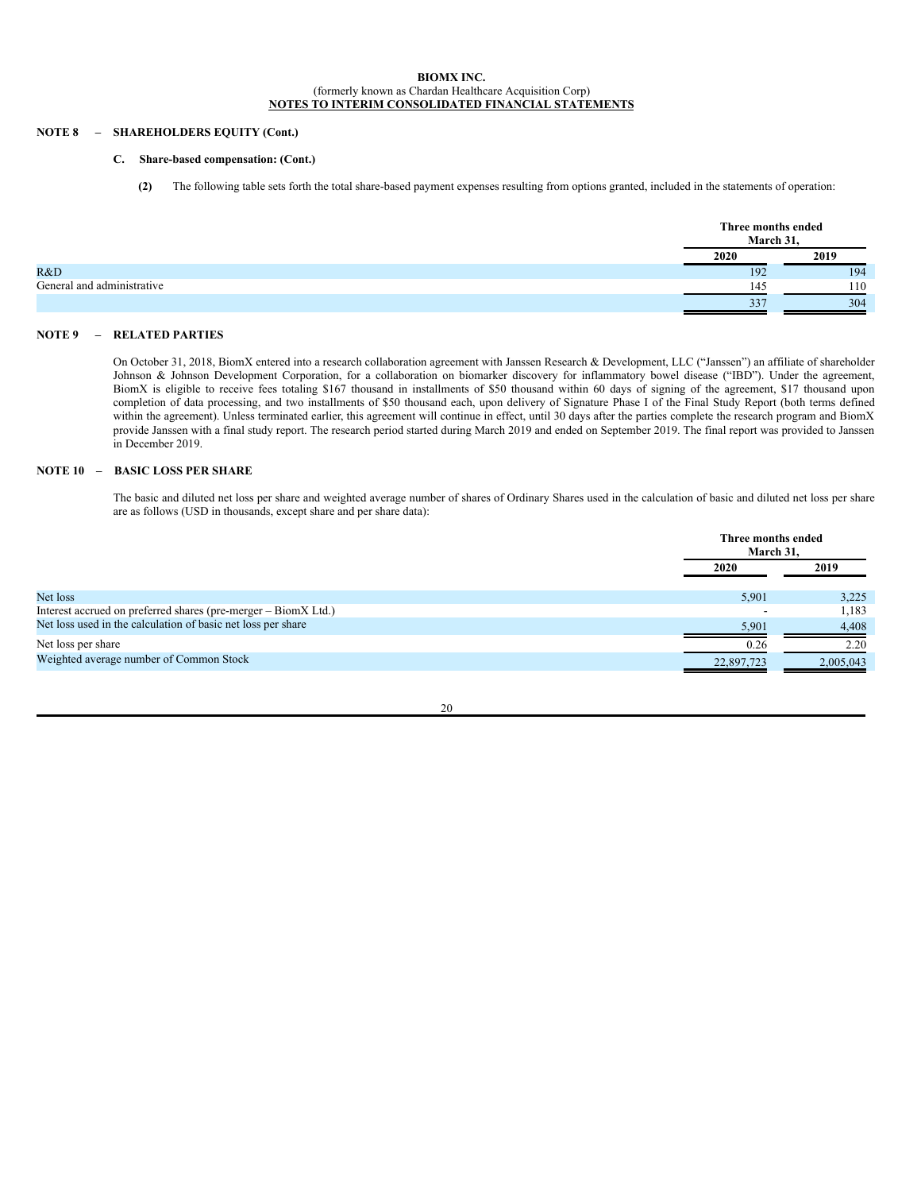**BIOMX INC.**
(formerly known as Chardan Healthcare Acquisition Corp)
**NOTES TO INTERIM CONSOLIDATED FINANCIAL STATEMENTS**

## NOTE 8 – SHAREHOLDERS EQUITY (Cont.)

### C. Share-based compensation: (Cont.)

**(2)** The following table sets forth the total share-based payment expenses resulting from options granted, included in the statements of operation:

| | Three months ended March 31, | |
|---|---|---|
| | **2020** | **2019** |
| R&D | 192 | 194 |
| General and administrative | 145 | 110 |
| | 337 | 304 |

## NOTE 9 – RELATED PARTIES

On October 31, 2018, BiomX entered into a research collaboration agreement with Janssen Research & Development, LLC ("Janssen") an affiliate of shareholder Johnson & Johnson Development Corporation, for a collaboration on biomarker discovery for inflammatory bowel disease ("IBD"). Under the agreement, BiomX is eligible to receive fees totaling $167 thousand in installments of $50 thousand within 60 days of signing of the agreement, $17 thousand upon completion of data processing, and two installments of $50 thousand each, upon delivery of Signature Phase I of the Final Study Report (both terms defined within the agreement). Unless terminated earlier, this agreement will continue in effect, until 30 days after the parties complete the research program and BiomX provide Janssen with a final study report. The research period started during March 2019 and ended on September 2019. The final report was provided to Janssen in December 2019.

## NOTE 10 – BASIC LOSS PER SHARE

The basic and diluted net loss per share and weighted average number of shares of Ordinary Shares used in the calculation of basic and diluted net loss per share are as follows (USD in thousands, except share and per share data):

| | Three months ended March 31, | |
|---|---|---|
| | **2020** | **2019** |
| Net loss | 5,901 | 3,225 |
| Interest accrued on preferred shares (pre-merger – BiomX Ltd.) | - | 1,183 |
| Net loss used in the calculation of basic net loss per share | 5,901 | 4,408 |
| Net loss per share | 0.26 | 2.20 |
| Weighted average number of Common Stock | 22,897,723 | 2,005,043 |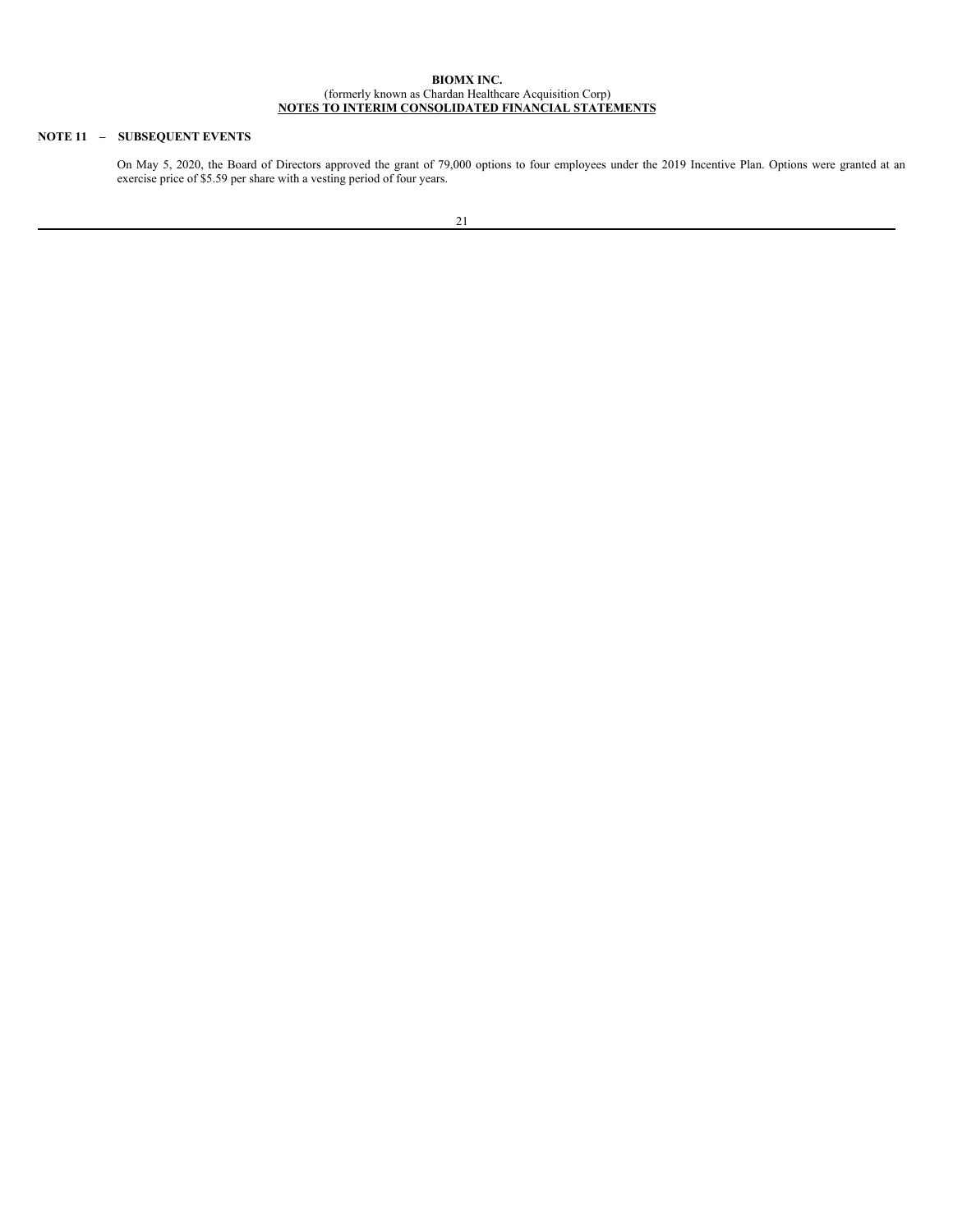**BIOMX INC.**
(formerly known as Chardan Healthcare Acquisition Corp)
**NOTES TO INTERIM CONSOLIDATED FINANCIAL STATEMENTS**

## NOTE 11 – SUBSEQUENT EVENTS

On May 5, 2020, the Board of Directors approved the grant of 79,000 options to four employees under the 2019 Incentive Plan. Options were granted at an exercise price of $5.59 per share with a vesting period of four years.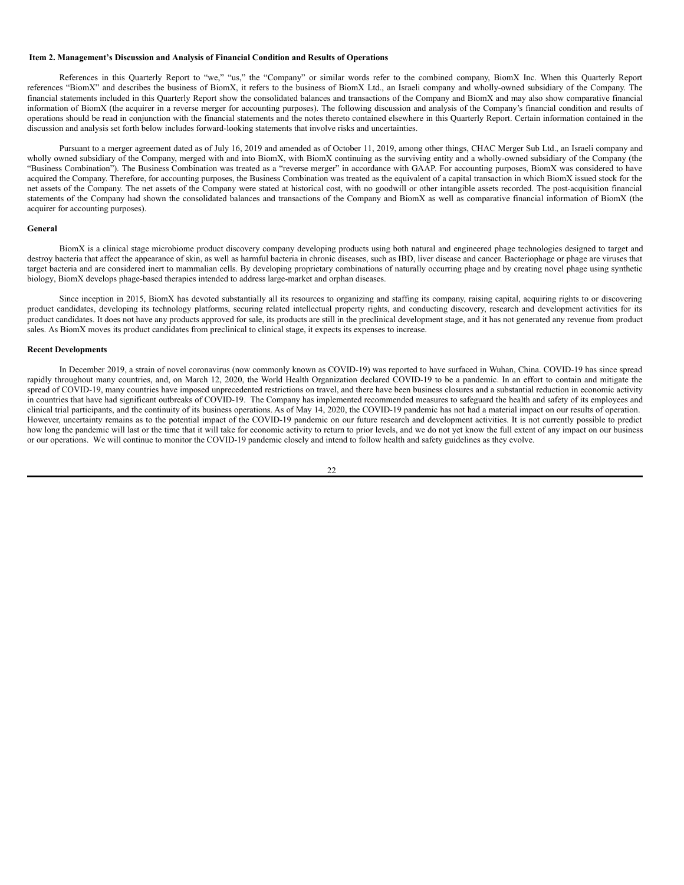### Item 2. Management's Discussion and Analysis of Financial Condition and Results of Operations

References in this Quarterly Report to "we," "us," the "Company" or similar words refer to the combined company, BiomX Inc. When this Quarterly Report references "BiomX" and describes the business of BiomX, it refers to the business of BiomX Ltd., an Israeli company and wholly-owned subsidiary of the Company. The financial statements included in this Quarterly Report show the consolidated balances and transactions of the Company and BiomX and may also show comparative financial information of BiomX (the acquirer in a reverse merger for accounting purposes). The following discussion and analysis of the Company's financial condition and results of operations should be read in conjunction with the financial statements and the notes thereto contained elsewhere in this Quarterly Report. Certain information contained in the discussion and analysis set forth below includes forward-looking statements that involve risks and uncertainties.

Pursuant to a merger agreement dated as of July 16, 2019 and amended as of October 11, 2019, among other things, CHAC Merger Sub Ltd., an Israeli company and wholly owned subsidiary of the Company, merged with and into BiomX, with BiomX continuing as the surviving entity and a wholly-owned subsidiary of the Company (the "Business Combination"). The Business Combination was treated as a "reverse merger" in accordance with GAAP. For accounting purposes, BiomX was considered to have acquired the Company. Therefore, for accounting purposes, the Business Combination was treated as the equivalent of a capital transaction in which BiomX issued stock for the net assets of the Company. The net assets of the Company were stated at historical cost, with no goodwill or other intangible assets recorded. The post-acquisition financial statements of the Company had shown the consolidated balances and transactions of the Company and BiomX as well as comparative financial information of BiomX (the acquirer for accounting purposes).

#### General

BiomX is a clinical stage microbiome product discovery company developing products using both natural and engineered phage technologies designed to target and destroy bacteria that affect the appearance of skin, as well as harmful bacteria in chronic diseases, such as IBD, liver disease and cancer. Bacteriophage or phage are viruses that target bacteria and are considered inert to mammalian cells. By developing proprietary combinations of naturally occurring phage and by creating novel phage using synthetic biology, BiomX develops phage-based therapies intended to address large-market and orphan diseases.

Since inception in 2015, BiomX has devoted substantially all its resources to organizing and staffing its company, raising capital, acquiring rights to or discovering product candidates, developing its technology platforms, securing related intellectual property rights, and conducting discovery, research and development activities for its product candidates. It does not have any products approved for sale, its products are still in the preclinical development stage, and it has not generated any revenue from product sales. As BiomX moves its product candidates from preclinical to clinical stage, it expects its expenses to increase.

#### Recent Developments

In December 2019, a strain of novel coronavirus (now commonly known as COVID-19) was reported to have surfaced in Wuhan, China. COVID-19 has since spread rapidly throughout many countries, and, on March 12, 2020, the World Health Organization declared COVID-19 to be a pandemic. In an effort to contain and mitigate the spread of COVID-19, many countries have imposed unprecedented restrictions on travel, and there have been business closures and a substantial reduction in economic activity in countries that have had significant outbreaks of COVID-19. The Company has implemented recommended measures to safeguard the health and safety of its employees and clinical trial participants, and the continuity of its business operations. As of May 14, 2020, the COVID-19 pandemic has not had a material impact on our results of operation. However, uncertainty remains as to the potential impact of the COVID-19 pandemic on our future research and development activities. It is not currently possible to predict how long the pandemic will last or the time that it will take for economic activity to return to prior levels, and we do not yet know the full extent of any impact on our business or our operations. We will continue to monitor the COVID-19 pandemic closely and intend to follow health and safety guidelines as they evolve.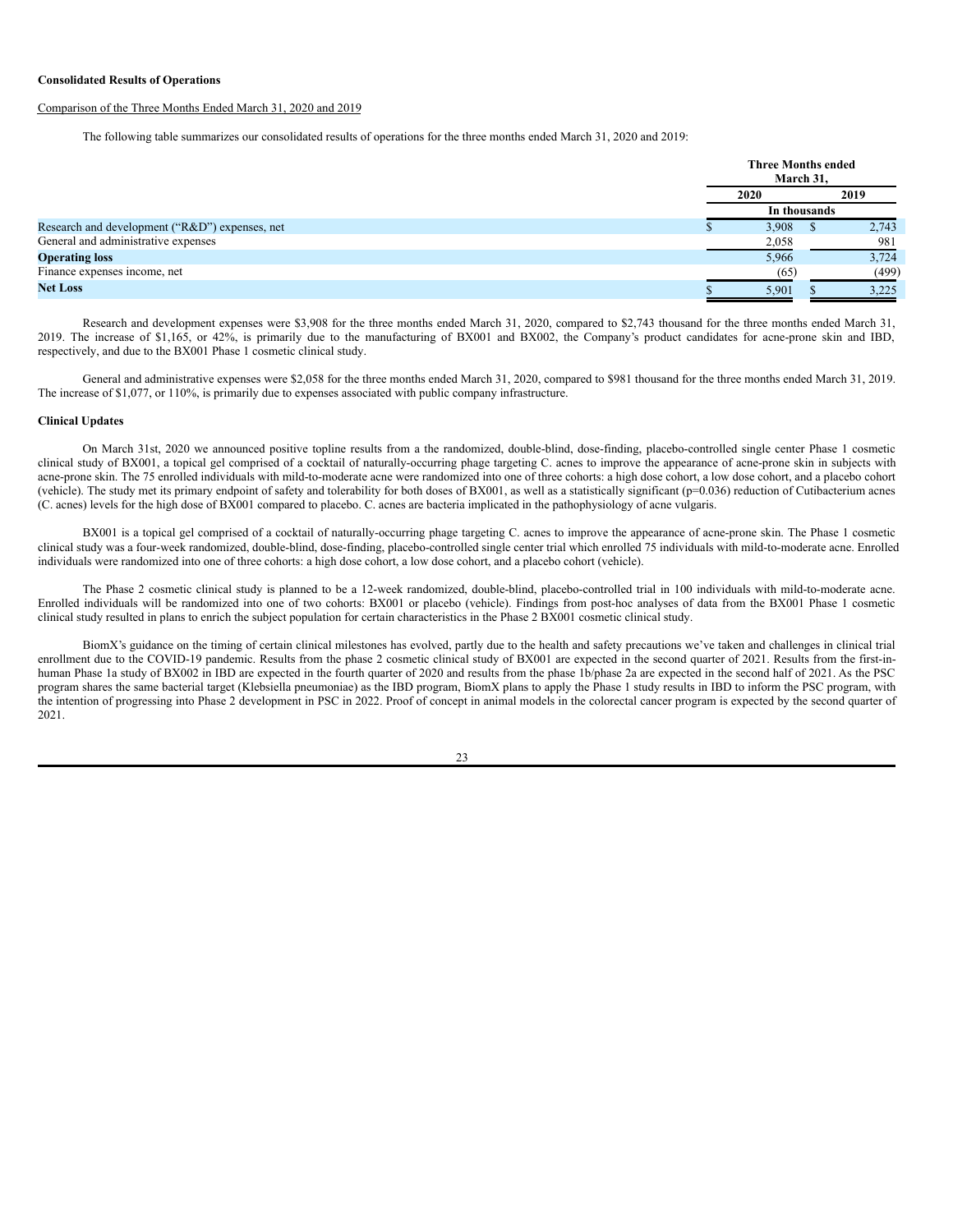**Consolidated Results of Operations**

Comparison of the Three Months Ended March 31, 2020 and 2019

The following table summarizes our consolidated results of operations for the three months ended March 31, 2020 and 2019:

| | Three Months ended March 31, | |
|---|---|---|
| | 2020 | 2019 |
| | In thousands | |
| Research and development ("R&D") expenses, net | $ 3,908 | $ 2,743 |
| General and administrative expenses | 2,058 | 981 |
| **Operating loss** | 5,966 | 3,724 |
| Finance expenses income, net | (65) | (499) |
| **Net Loss** | $ 5,901 | $ 3,225 |

Research and development expenses were $3,908 for the three months ended March 31, 2020, compared to $2,743 thousand for the three months ended March 31, 2019. The increase of $1,165, or 42%, is primarily due to the manufacturing of BX001 and BX002, the Company's product candidates for acne-prone skin and IBD, respectively, and due to the BX001 Phase 1 cosmetic clinical study.

General and administrative expenses were $2,058 for the three months ended March 31, 2020, compared to $981 thousand for the three months ended March 31, 2019. The increase of $1,077, or 110%, is primarily due to expenses associated with public company infrastructure.

**Clinical Updates**

On March 31st, 2020 we announced positive topline results from a the randomized, double-blind, dose-finding, placebo-controlled single center Phase 1 cosmetic clinical study of BX001, a topical gel comprised of a cocktail of naturally-occurring phage targeting C. acnes to improve the appearance of acne-prone skin in subjects with acne-prone skin. The 75 enrolled individuals with mild-to-moderate acne were randomized into one of three cohorts: a high dose cohort, a low dose cohort, and a placebo cohort (vehicle). The study met its primary endpoint of safety and tolerability for both doses of BX001, as well as a statistically significant ($p=0.036$) reduction of Cutibacterium acnes (C. acnes) levels for the high dose of BX001 compared to placebo. C. acnes are bacteria implicated in the pathophysiology of acne vulgaris.

BX001 is a topical gel comprised of a cocktail of naturally-occurring phage targeting C. acnes to improve the appearance of acne-prone skin. The Phase 1 cosmetic clinical study was a four-week randomized, double-blind, dose-finding, placebo-controlled single center trial which enrolled 75 individuals with mild-to-moderate acne. Enrolled individuals were randomized into one of three cohorts: a high dose cohort, a low dose cohort, and a placebo cohort (vehicle).

The Phase 2 cosmetic clinical study is planned to be a 12-week randomized, double-blind, placebo-controlled trial in 100 individuals with mild-to-moderate acne. Enrolled individuals will be randomized into one of two cohorts: BX001 or placebo (vehicle). Findings from post-hoc analyses of data from the BX001 Phase 1 cosmetic clinical study resulted in plans to enrich the subject population for certain characteristics in the Phase 2 BX001 cosmetic clinical study.

BiomX's guidance on the timing of certain clinical milestones has evolved, partly due to the health and safety precautions we've taken and challenges in clinical trial enrollment due to the COVID-19 pandemic. Results from the phase 2 cosmetic clinical study of BX001 are expected in the second quarter of 2021. Results from the first-in-human Phase 1a study of BX002 in IBD are expected in the fourth quarter of 2020 and results from the phase 1b/phase 2a are expected in the second half of 2021. As the PSC program shares the same bacterial target (Klebsiella pneumoniae) as the IBD program, BiomX plans to apply the Phase 1 study results in IBD to inform the PSC program, with the intention of progressing into Phase 2 development in PSC in 2022. Proof of concept in animal models in the colorectal cancer program is expected by the second quarter of 2021.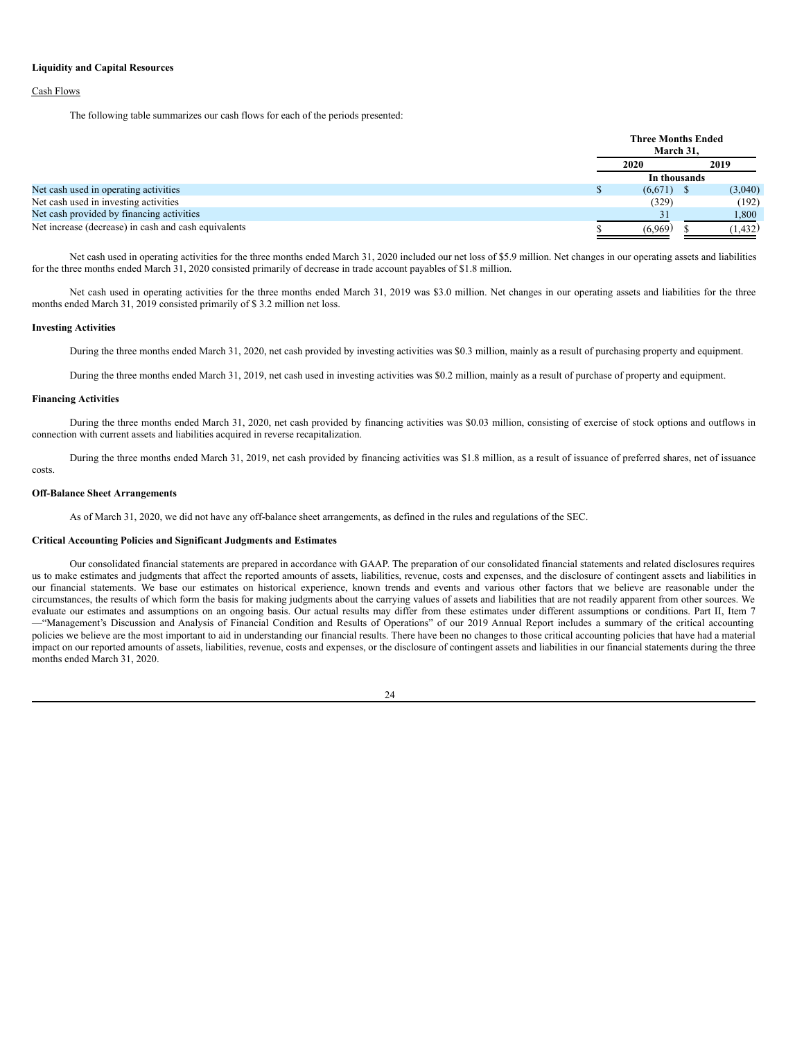**Liquidity and Capital Resources**

Cash Flows

The following table summarizes our cash flows for each of the periods presented:

| | Three Months Ended March 31, | |
|---|---|---|
| | 2020 | 2019 |
| | In thousands | |
| Net cash used in operating activities | $ (6,671) | $ (3,040) |
| Net cash used in investing activities | (329) | (192) |
| Net cash provided by financing activities | 31 | 1,800 |
| Net increase (decrease) in cash and cash equivalents | $ (6,969) | $ (1,432) |

Net cash used in operating activities for the three months ended March 31, 2020 included our net loss of $5.9 million. Net changes in our operating assets and liabilities for the three months ended March 31, 2020 consisted primarily of decrease in trade account payables of $1.8 million.

Net cash used in operating activities for the three months ended March 31, 2019 was $3.0 million. Net changes in our operating assets and liabilities for the three months ended March 31, 2019 consisted primarily of $ 3.2 million net loss.

**Investing Activities**

During the three months ended March 31, 2020, net cash provided by investing activities was $0.3 million, mainly as a result of purchasing property and equipment.

During the three months ended March 31, 2019, net cash used in investing activities was $0.2 million, mainly as a result of purchase of property and equipment.

**Financing Activities**

During the three months ended March 31, 2020, net cash provided by financing activities was $0.03 million, consisting of exercise of stock options and outflows in connection with current assets and liabilities acquired in reverse recapitalization.

During the three months ended March 31, 2019, net cash provided by financing activities was $1.8 million, as a result of issuance of preferred shares, net of issuance costs.

**Off-Balance Sheet Arrangements**

As of March 31, 2020, we did not have any off-balance sheet arrangements, as defined in the rules and regulations of the SEC.

**Critical Accounting Policies and Significant Judgments and Estimates**

Our consolidated financial statements are prepared in accordance with GAAP. The preparation of our consolidated financial statements and related disclosures requires us to make estimates and judgments that affect the reported amounts of assets, liabilities, revenue, costs and expenses, and the disclosure of contingent assets and liabilities in our financial statements. We base our estimates on historical experience, known trends and events and various other factors that we believe are reasonable under the circumstances, the results of which form the basis for making judgments about the carrying values of assets and liabilities that are not readily apparent from other sources. We evaluate our estimates and assumptions on an ongoing basis. Our actual results may differ from these estimates under different assumptions or conditions. Part II, Item 7—"Management's Discussion and Analysis of Financial Condition and Results of Operations" of our 2019 Annual Report includes a summary of the critical accounting policies we believe are the most important to aid in understanding our financial results. There have been no changes to those critical accounting policies that have had a material impact on our reported amounts of assets, liabilities, revenue, costs and expenses, or the disclosure of contingent assets and liabilities in our financial statements during the three months ended March 31, 2020.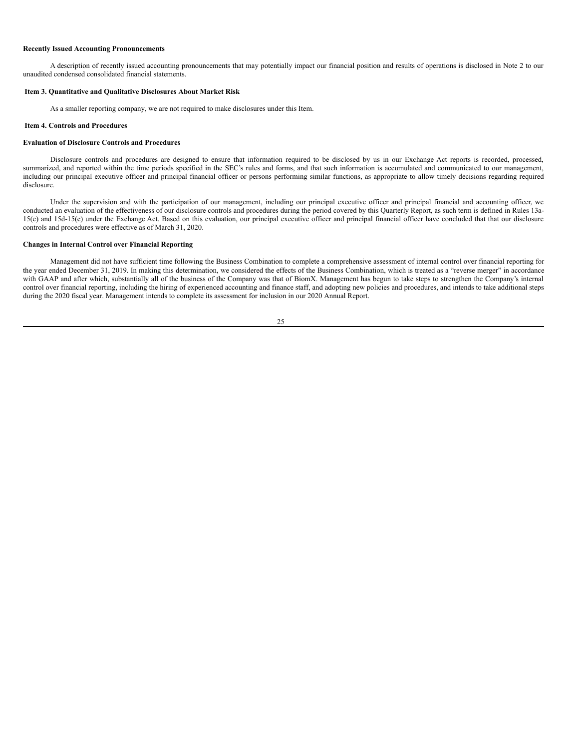**Recently Issued Accounting Pronouncements**

A description of recently issued accounting pronouncements that may potentially impact our financial position and results of operations is disclosed in Note 2 to our unaudited condensed consolidated financial statements.

**Item 3. Quantitative and Qualitative Disclosures About Market Risk**

As a smaller reporting company, we are not required to make disclosures under this Item.

**Item 4. Controls and Procedures**

**Evaluation of Disclosure Controls and Procedures**

Disclosure controls and procedures are designed to ensure that information required to be disclosed by us in our Exchange Act reports is recorded, processed, summarized, and reported within the time periods specified in the SEC's rules and forms, and that such information is accumulated and communicated to our management, including our principal executive officer and principal financial officer or persons performing similar functions, as appropriate to allow timely decisions regarding required disclosure.

Under the supervision and with the participation of our management, including our principal executive officer and principal financial and accounting officer, we conducted an evaluation of the effectiveness of our disclosure controls and procedures during the period covered by this Quarterly Report, as such term is defined in Rules 13a-15(e) and 15d-15(e) under the Exchange Act. Based on this evaluation, our principal executive officer and principal financial officer have concluded that that our disclosure controls and procedures were effective as of March 31, 2020.

**Changes in Internal Control over Financial Reporting**

Management did not have sufficient time following the Business Combination to complete a comprehensive assessment of internal control over financial reporting for the year ended December 31, 2019. In making this determination, we considered the effects of the Business Combination, which is treated as a "reverse merger" in accordance with GAAP and after which, substantially all of the business of the Company was that of BiomX. Management has begun to take steps to strengthen the Company's internal control over financial reporting, including the hiring of experienced accounting and finance staff, and adopting new policies and procedures, and intends to take additional steps during the 2020 fiscal year. Management intends to complete its assessment for inclusion in our 2020 Annual Report.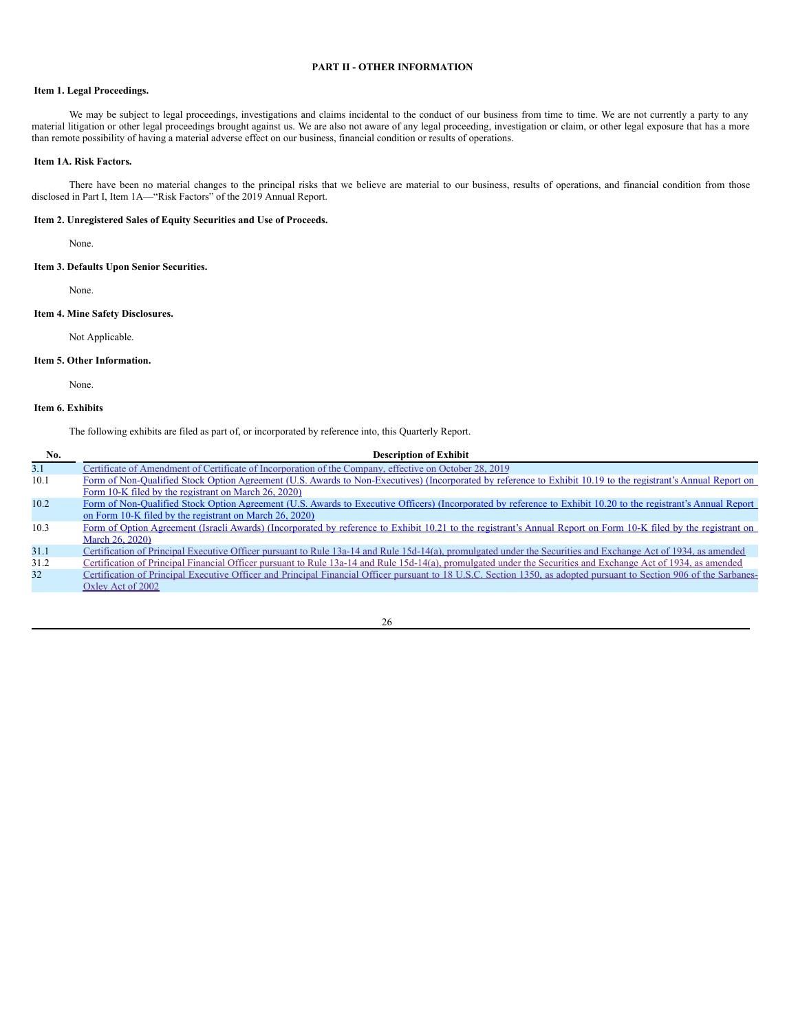# PART II - OTHER INFORMATION

## Item 1. Legal Proceedings.

We may be subject to legal proceedings, investigations and claims incidental to the conduct of our business from time to time. We are not currently a party to any material litigation or other legal proceedings brought against us. We are also not aware of any legal proceeding, investigation or claim, or other legal exposure that has a more than remote possibility of having a material adverse effect on our business, financial condition or results of operations.

## Item 1A. Risk Factors.

There have been no material changes to the principal risks that we believe are material to our business, results of operations, and financial condition from those disclosed in Part I, Item 1A—"Risk Factors" of the 2019 Annual Report.

## Item 2. Unregistered Sales of Equity Securities and Use of Proceeds.

None.

## Item 3. Defaults Upon Senior Securities.

None.

## Item 4. Mine Safety Disclosures.

Not Applicable.

## Item 5. Other Information.

None.

## Item 6. Exhibits

The following exhibits are filed as part of, or incorporated by reference into, this Quarterly Report.

| No. | Description of Exhibit |
|---|---|
| 3.1 | Certificate of Amendment of Certificate of Incorporation of the Company, effective on October 28, 2019 |
| 10.1 | Form of Non-Qualified Stock Option Agreement (U.S. Awards to Non-Executives) (Incorporated by reference to Exhibit 10.19 to the registrant's Annual Report on Form 10-K filed by the registrant on March 26, 2020) |
| 10.2 | Form of Non-Qualified Stock Option Agreement (U.S. Awards to Executive Officers) (Incorporated by reference to Exhibit 10.20 to the registrant's Annual Report on Form 10-K filed by the registrant on March 26, 2020) |
| 10.3 | Form of Option Agreement (Israeli Awards) (Incorporated by reference to Exhibit 10.21 to the registrant's Annual Report on Form 10-K filed by the registrant on March 26, 2020) |
| 31.1 | Certification of Principal Executive Officer pursuant to Rule 13a-14 and Rule 15d-14(a), promulgated under the Securities and Exchange Act of 1934, as amended |
| 31.2 | Certification of Principal Financial Officer pursuant to Rule 13a-14 and Rule 15d-14(a), promulgated under the Securities and Exchange Act of 1934, as amended |
| 32 | Certification of Principal Executive Officer and Principal Financial Officer pursuant to 18 U.S.C. Section 1350, as adopted pursuant to Section 906 of the Sarbanes-Oxley Act of 2002 |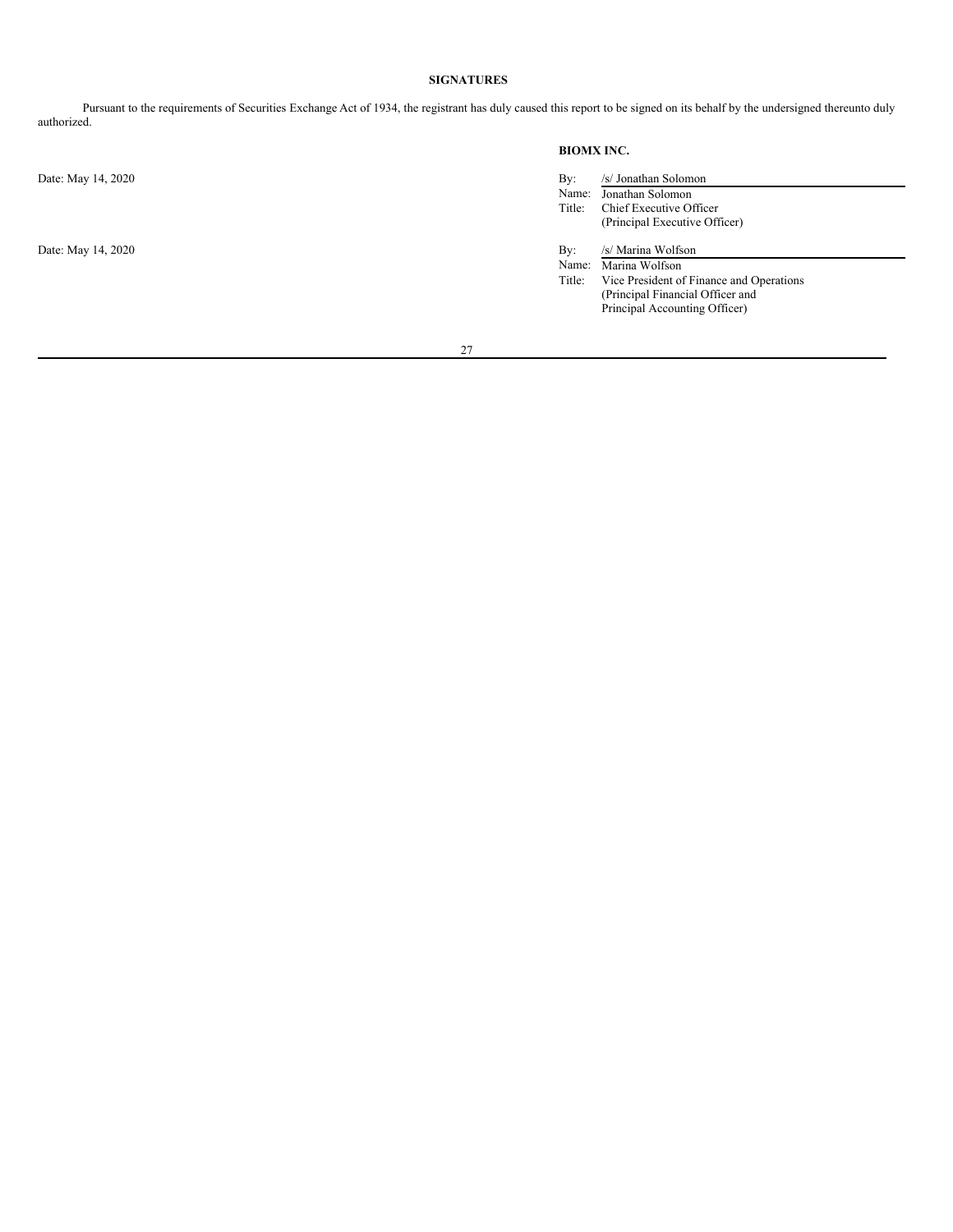## SIGNATURES

Pursuant to the requirements of Securities Exchange Act of 1934, the registrant has duly caused this report to be signed on its behalf by the undersigned thereunto duly authorized.

**BIOMX INC.**

Date: May 14, 2020

By: /s/ Jonathan Solomon
Name: Jonathan Solomon
Title: Chief Executive Officer
(Principal Executive Officer)

Date: May 14, 2020

By: /s/ Marina Wolfson
Name: Marina Wolfson
Title: Vice President of Finance and Operations
(Principal Financial Officer and
Principal Accounting Officer)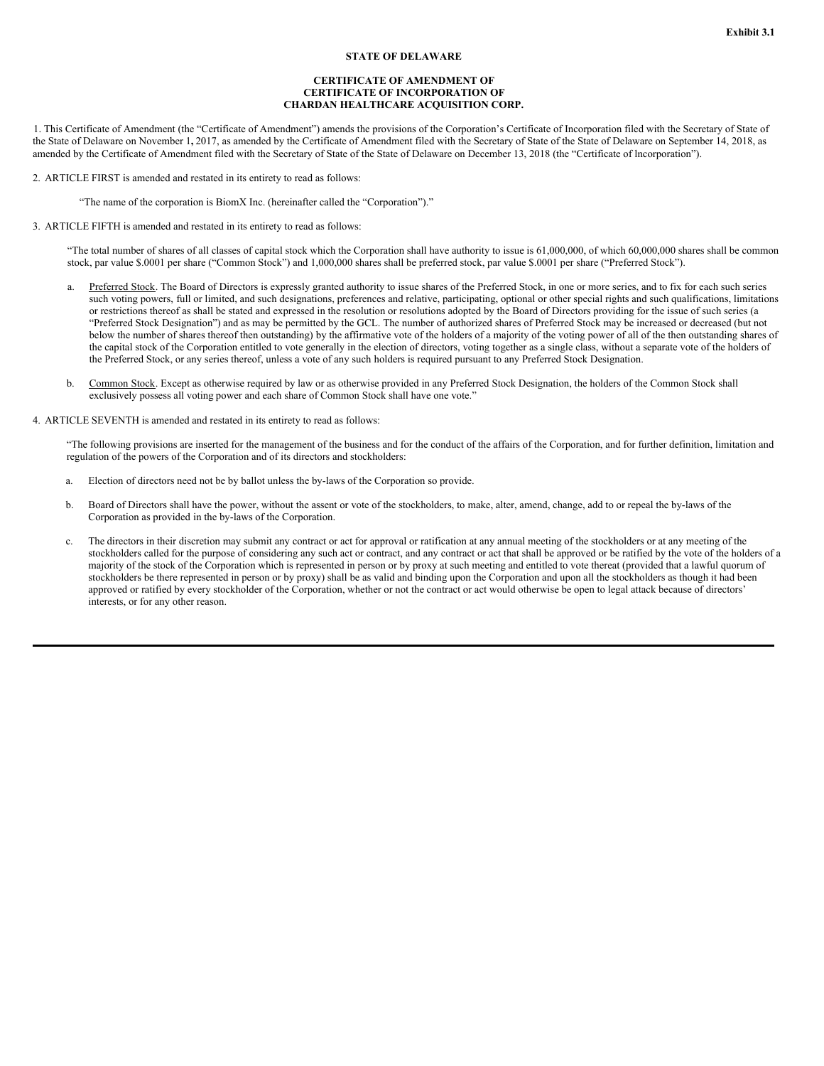Exhibit 3.1

**STATE OF DELAWARE**

**CERTIFICATE OF AMENDMENT OF**
**CERTIFICATE OF INCORPORATION OF**
**CHARDAN HEALTHCARE ACQUISITION CORP.**

1. This Certificate of Amendment (the "Certificate of Amendment") amends the provisions of the Corporation's Certificate of Incorporation filed with the Secretary of State of the State of Delaware on November 1**,** 2017, as amended by the Certificate of Amendment filed with the Secretary of State of the State of Delaware on September 14, 2018, as amended by the Certificate of Amendment filed with the Secretary of State of the State of Delaware on December 13, 2018 (the "Certificate of lncorporation").

2. ARTICLE FIRST is amended and restated in its entirety to read as follows:

"The name of the corporation is BiomX Inc. (hereinafter called the "Corporation")."

3. ARTICLE FIFTH is amended and restated in its entirety to read as follows:

"The total number of shares of all classes of capital stock which the Corporation shall have authority to issue is 61,000,000, of which 60,000,000 shares shall be common stock, par value $.0001 per share ("Common Stock") and 1,000,000 shares shall be preferred stock, par value $.0001 per share ("Preferred Stock").

a. Preferred Stock. The Board of Directors is expressly granted authority to issue shares of the Preferred Stock, in one or more series, and to fix for each such series such voting powers, full or limited, and such designations, preferences and relative, participating, optional or other special rights and such qualifications, limitations or restrictions thereof as shall be stated and expressed in the resolution or resolutions adopted by the Board of Directors providing for the issue of such series (a "Preferred Stock Designation") and as may be permitted by the GCL. The number of authorized shares of Preferred Stock may be increased or decreased (but not below the number of shares thereof then outstanding) by the affirmative vote of the holders of a majority of the voting power of all of the then outstanding shares of the capital stock of the Corporation entitled to vote generally in the election of directors, voting together as a single class, without a separate vote of the holders of the Preferred Stock, or any series thereof, unless a vote of any such holders is required pursuant to any Preferred Stock Designation.

b. Common Stock. Except as otherwise required by law or as otherwise provided in any Preferred Stock Designation, the holders of the Common Stock shall exclusively possess all voting power and each share of Common Stock shall have one vote."

4. ARTICLE SEVENTH is amended and restated in its entirety to read as follows:

"The following provisions are inserted for the management of the business and for the conduct of the affairs of the Corporation, and for further definition, limitation and regulation of the powers of the Corporation and of its directors and stockholders:

a. Election of directors need not be by ballot unless the by-laws of the Corporation so provide.

b. Board of Directors shall have the power, without the assent or vote of the stockholders, to make, alter, amend, change, add to or repeal the by-laws of the Corporation as provided in the by-laws of the Corporation.

c. The directors in their discretion may submit any contract or act for approval or ratification at any annual meeting of the stockholders or at any meeting of the stockholders called for the purpose of considering any such act or contract, and any contract or act that shall be approved or be ratified by the vote of the holders of a majority of the stock of the Corporation which is represented in person or by proxy at such meeting and entitled to vote thereat (provided that a lawful quorum of stockholders be there represented in person or by proxy) shall be as valid and binding upon the Corporation and upon all the stockholders as though it had been approved or ratified by every stockholder of the Corporation, whether or not the contract or act would otherwise be open to legal attack because of directors' interests, or for any other reason.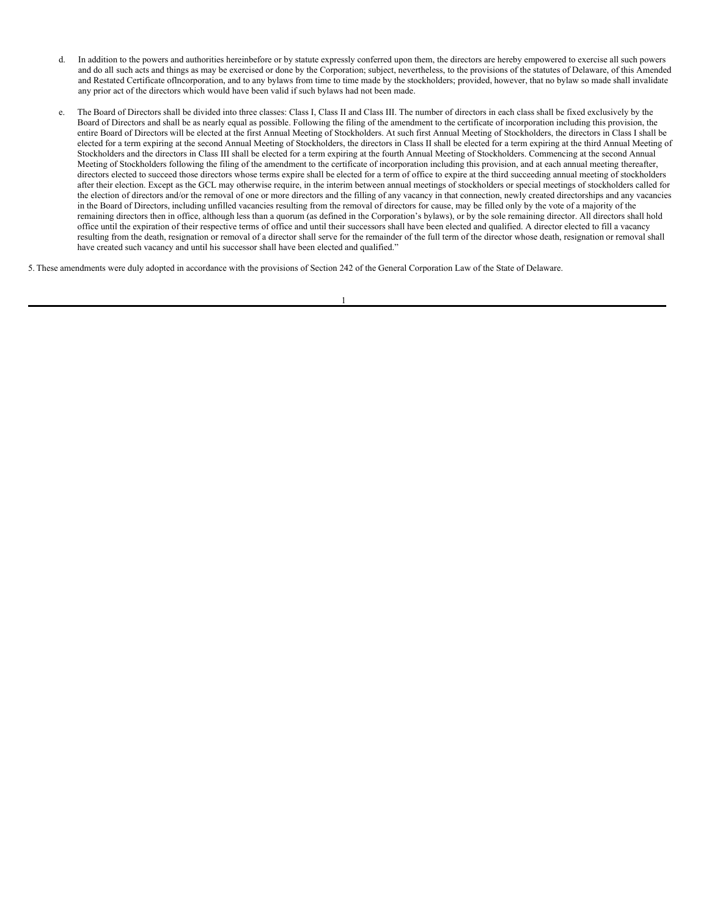d. In addition to the powers and authorities hereinbefore or by statute expressly conferred upon them, the directors are hereby empowered to exercise all such powers and do all such acts and things as may be exercised or done by the Corporation; subject, nevertheless, to the provisions of the statutes of Delaware, of this Amended and Restated Certificate oflncorporation, and to any bylaws from time to time made by the stockholders; provided, however, that no bylaw so made shall invalidate any prior act of the directors which would have been valid if such bylaws had not been made.

e. The Board of Directors shall be divided into three classes: Class I, Class II and Class III. The number of directors in each class shall be fixed exclusively by the Board of Directors and shall be as nearly equal as possible. Following the filing of the amendment to the certificate of incorporation including this provision, the entire Board of Directors will be elected at the first Annual Meeting of Stockholders. At such first Annual Meeting of Stockholders, the directors in Class I shall be elected for a term expiring at the second Annual Meeting of Stockholders, the directors in Class II shall be elected for a term expiring at the third Annual Meeting of Stockholders and the directors in Class III shall be elected for a term expiring at the fourth Annual Meeting of Stockholders. Commencing at the second Annual Meeting of Stockholders following the filing of the amendment to the certificate of incorporation including this provision, and at each annual meeting thereafter, directors elected to succeed those directors whose terms expire shall be elected for a term of office to expire at the third succeeding annual meeting of stockholders after their election. Except as the GCL may otherwise require, in the interim between annual meetings of stockholders or special meetings of stockholders called for the election of directors and/or the removal of one or more directors and the filling of any vacancy in that connection, newly created directorships and any vacancies in the Board of Directors, including unfilled vacancies resulting from the removal of directors for cause, may be filled only by the vote of a majority of the remaining directors then in office, although less than a quorum (as defined in the Corporation's bylaws), or by the sole remaining director. All directors shall hold office until the expiration of their respective terms of office and until their successors shall have been elected and qualified. A director elected to fill a vacancy resulting from the death, resignation or removal of a director shall serve for the remainder of the full term of the director whose death, resignation or removal shall have created such vacancy and until his successor shall have been elected and qualified."

5. These amendments were duly adopted in accordance with the provisions of Section 242 of the General Corporation Law of the State of Delaware.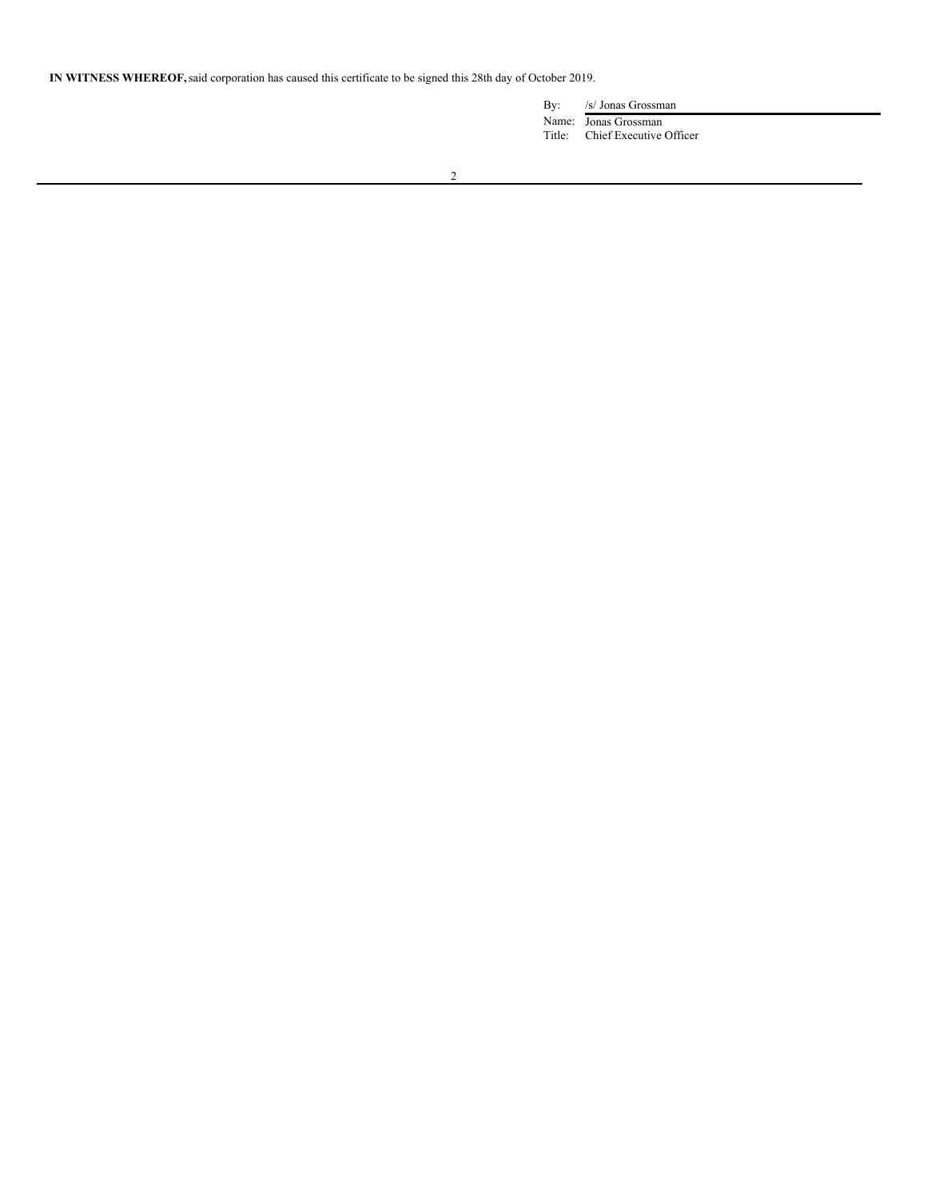**IN WITNESS WHEREOF,** said corporation has caused this certificate to be signed this 28th day of October 2019.

By: /s/ Jonas Grossman

Name: Jonas Grossman

Title: Chief Executive Officer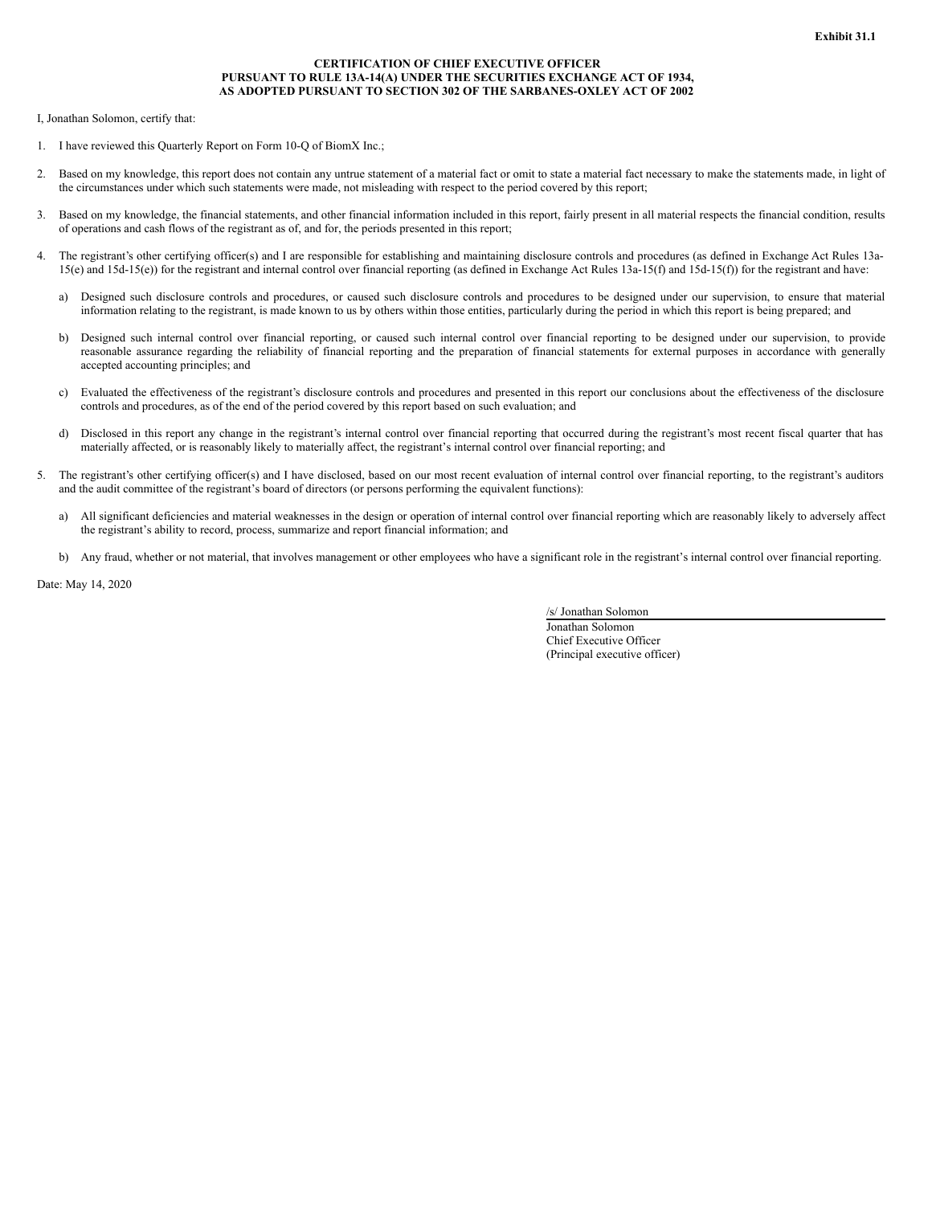**Exhibit 31.1**

**CERTIFICATION OF CHIEF EXECUTIVE OFFICER**
**PURSUANT TO RULE 13A-14(A) UNDER THE SECURITIES EXCHANGE ACT OF 1934,**
**AS ADOPTED PURSUANT TO SECTION 302 OF THE SARBANES-OXLEY ACT OF 2002**

I, Jonathan Solomon, certify that:

1. I have reviewed this Quarterly Report on Form 10-Q of BiomX Inc.;

2. Based on my knowledge, this report does not contain any untrue statement of a material fact or omit to state a material fact necessary to make the statements made, in light of the circumstances under which such statements were made, not misleading with respect to the period covered by this report;

3. Based on my knowledge, the financial statements, and other financial information included in this report, fairly present in all material respects the financial condition, results of operations and cash flows of the registrant as of, and for, the periods presented in this report;

4. The registrant's other certifying officer(s) and I are responsible for establishing and maintaining disclosure controls and procedures (as defined in Exchange Act Rules 13a-15(e) and 15d-15(e)) for the registrant and internal control over financial reporting (as defined in Exchange Act Rules 13a-15(f) and 15d-15(f)) for the registrant and have:

   a) Designed such disclosure controls and procedures, or caused such disclosure controls and procedures to be designed under our supervision, to ensure that material information relating to the registrant, is made known to us by others within those entities, particularly during the period in which this report is being prepared; and

   b) Designed such internal control over financial reporting, or caused such internal control over financial reporting to be designed under our supervision, to provide reasonable assurance regarding the reliability of financial reporting and the preparation of financial statements for external purposes in accordance with generally accepted accounting principles; and

   c) Evaluated the effectiveness of the registrant's disclosure controls and procedures and presented in this report our conclusions about the effectiveness of the disclosure controls and procedures, as of the end of the period covered by this report based on such evaluation; and

   d) Disclosed in this report any change in the registrant's internal control over financial reporting that occurred during the registrant's most recent fiscal quarter that has materially affected, or is reasonably likely to materially affect, the registrant's internal control over financial reporting; and

5. The registrant's other certifying officer(s) and I have disclosed, based on our most recent evaluation of internal control over financial reporting, to the registrant's auditors and the audit committee of the registrant's board of directors (or persons performing the equivalent functions):

   a) All significant deficiencies and material weaknesses in the design or operation of internal control over financial reporting which are reasonably likely to adversely affect the registrant's ability to record, process, summarize and report financial information; and

   b) Any fraud, whether or not material, that involves management or other employees who have a significant role in the registrant's internal control over financial reporting.

Date: May 14, 2020

/s/ Jonathan Solomon
Jonathan Solomon
Chief Executive Officer
(Principal executive officer)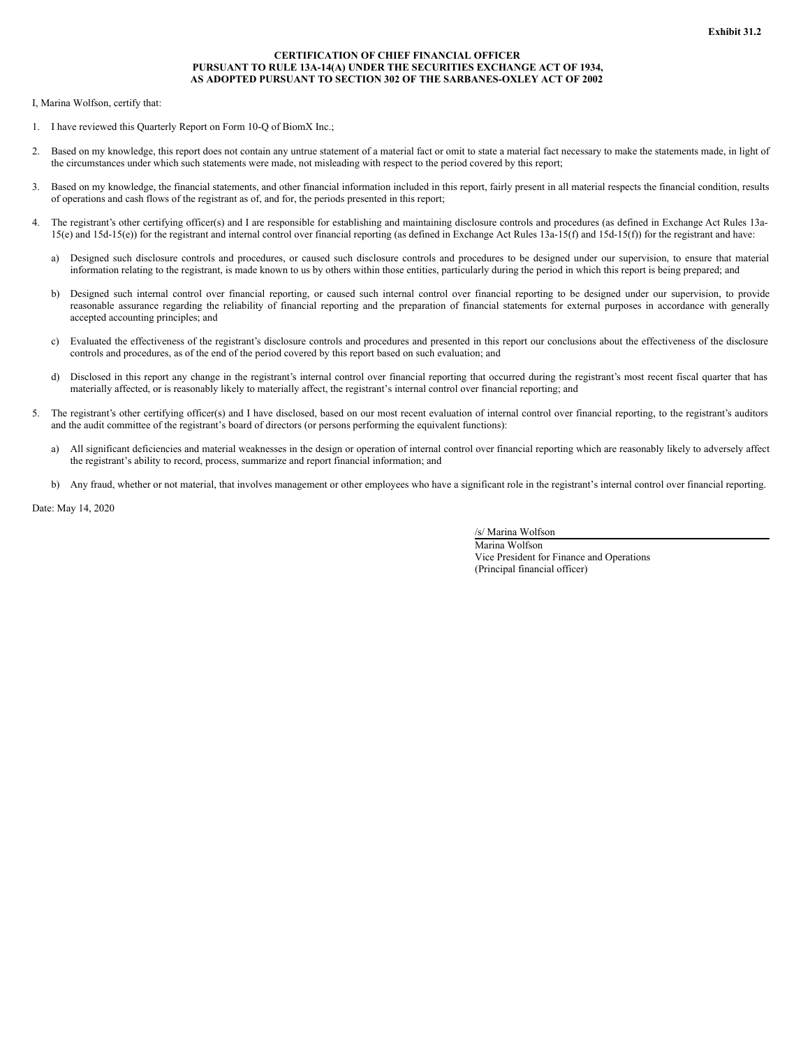**Exhibit 31.2**

**CERTIFICATION OF CHIEF FINANCIAL OFFICER PURSUANT TO RULE 13A-14(A) UNDER THE SECURITIES EXCHANGE ACT OF 1934, AS ADOPTED PURSUANT TO SECTION 302 OF THE SARBANES-OXLEY ACT OF 2002**

I, Marina Wolfson, certify that:

1. I have reviewed this Quarterly Report on Form 10-Q of BiomX Inc.;

2. Based on my knowledge, this report does not contain any untrue statement of a material fact or omit to state a material fact necessary to make the statements made, in light of the circumstances under which such statements were made, not misleading with respect to the period covered by this report;

3. Based on my knowledge, the financial statements, and other financial information included in this report, fairly present in all material respects the financial condition, results of operations and cash flows of the registrant as of, and for, the periods presented in this report;

4. The registrant's other certifying officer(s) and I are responsible for establishing and maintaining disclosure controls and procedures (as defined in Exchange Act Rules 13a-15(e) and 15d-15(e)) for the registrant and internal control over financial reporting (as defined in Exchange Act Rules 13a-15(f) and 15d-15(f)) for the registrant and have:

   a) Designed such disclosure controls and procedures, or caused such disclosure controls and procedures to be designed under our supervision, to ensure that material information relating to the registrant, is made known to us by others within those entities, particularly during the period in which this report is being prepared; and

   b) Designed such internal control over financial reporting, or caused such internal control over financial reporting to be designed under our supervision, to provide reasonable assurance regarding the reliability of financial reporting and the preparation of financial statements for external purposes in accordance with generally accepted accounting principles; and

   c) Evaluated the effectiveness of the registrant's disclosure controls and procedures and presented in this report our conclusions about the effectiveness of the disclosure controls and procedures, as of the end of the period covered by this report based on such evaluation; and

   d) Disclosed in this report any change in the registrant's internal control over financial reporting that occurred during the registrant's most recent fiscal quarter that has materially affected, or is reasonably likely to materially affect, the registrant's internal control over financial reporting; and

5. The registrant's other certifying officer(s) and I have disclosed, based on our most recent evaluation of internal control over financial reporting, to the registrant's auditors and the audit committee of the registrant's board of directors (or persons performing the equivalent functions):

   a) All significant deficiencies and material weaknesses in the design or operation of internal control over financial reporting which are reasonably likely to adversely affect the registrant's ability to record, process, summarize and report financial information; and

   b) Any fraud, whether or not material, that involves management or other employees who have a significant role in the registrant's internal control over financial reporting.

Date: May 14, 2020

/s/ Marina Wolfson
Marina Wolfson
Vice President for Finance and Operations
(Principal financial officer)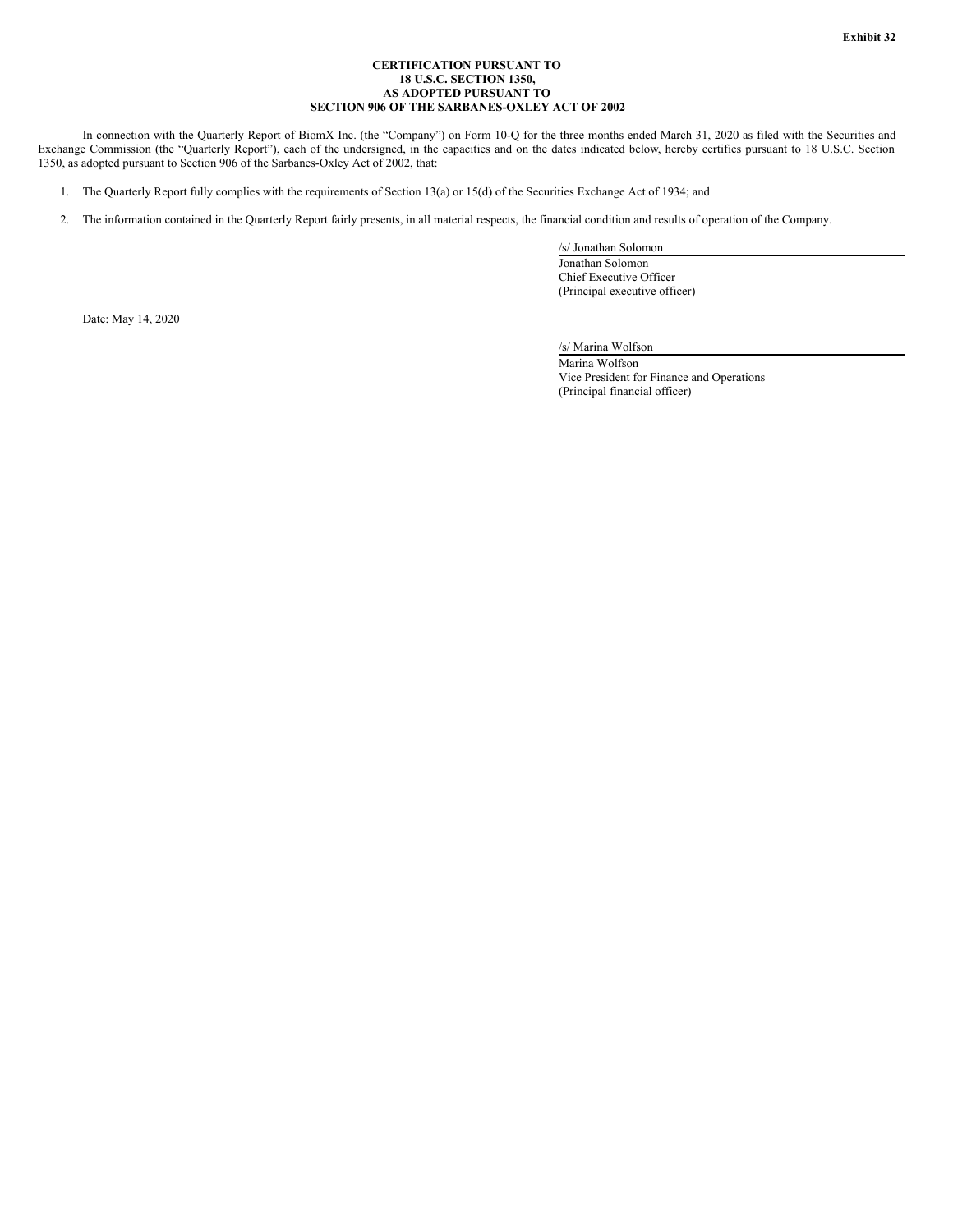**Exhibit 32**

**CERTIFICATION PURSUANT TO**
**18 U.S.C. SECTION 1350,**
**AS ADOPTED PURSUANT TO**
**SECTION 906 OF THE SARBANES-OXLEY ACT OF 2002**

In connection with the Quarterly Report of BiomX Inc. (the "Company") on Form 10-Q for the three months ended March 31, 2020 as filed with the Securities and Exchange Commission (the "Quarterly Report"), each of the undersigned, in the capacities and on the dates indicated below, hereby certifies pursuant to 18 U.S.C. Section 1350, as adopted pursuant to Section 906 of the Sarbanes-Oxley Act of 2002, that:

1. The Quarterly Report fully complies with the requirements of Section 13(a) or 15(d) of the Securities Exchange Act of 1934; and

2. The information contained in the Quarterly Report fairly presents, in all material respects, the financial condition and results of operation of the Company.

/s/ Jonathan Solomon
Jonathan Solomon
Chief Executive Officer
(Principal executive officer)

Date: May 14, 2020

/s/ Marina Wolfson
Marina Wolfson
Vice President for Finance and Operations
(Principal financial officer)